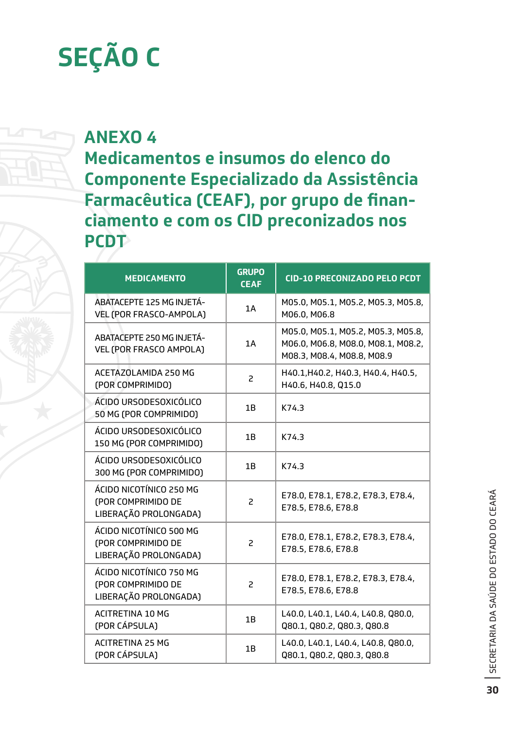# SEÇÃO C

## ANEXO 4

## Medicamentos e insumos do elenco do Componente Especializado da Assistência Farmacêutica (CEAF), por grupo de financiamento e com os CID preconizados nos PCDT

| MEDICAMENTO | GRUPO CEAF | CID-10 PRECONIZADO PELO PCDT |
|---|---|---|
| ABATACEPTE 125 MG INJETÁVEL (POR FRASCO-AMPOLA) | 1A | M05.0, M05.1, M05.2, M05.3, M05.8, M06.0, M06.8 |
| ABATACEPTE 250 MG INJETÁVEL (POR FRASCO AMPOLA) | 1A | M05.0, M05.1, M05.2, M05.3, M05.8, M06.0, M06.8, M08.0, M08.1, M08.2, M08.3, M08.4, M08.8, M08.9 |
| ACETAZOLAMIDA 250 MG (POR COMPRIMIDO) | 2 | H40.1,H40.2, H40.3, H40.4, H40.5, H40.6, H40.8, Q15.0 |
| ÁCIDO URSODESOXICÓLICO 50 MG (POR COMPRIMIDO) | 1B | K74.3 |
| ÁCIDO URSODESOXICÓLICO 150 MG (POR COMPRIMIDO) | 1B | K74.3 |
| ÁCIDO URSODESOXICÓLICO 300 MG (POR COMPRIMIDO) | 1B | K74.3 |
| ÁCIDO NICOTÍNICO 250 MG (POR COMPRIMIDO DE LIBERAÇÃO PROLONGADA) | 2 | E78.0, E78.1, E78.2, E78.3, E78.4, E78.5, E78.6, E78.8 |
| ÁCIDO NICOTÍNICO 500 MG (POR COMPRIMIDO DE LIBERAÇÃO PROLONGADA) | 2 | E78.0, E78.1, E78.2, E78.3, E78.4, E78.5, E78.6, E78.8 |
| ÁCIDO NICOTÍNICO 750 MG (POR COMPRIMIDO DE LIBERAÇÃO PROLONGADA) | 2 | E78.0, E78.1, E78.2, E78.3, E78.4, E78.5, E78.6, E78.8 |
| ACITRETINA 10 MG (POR CÁPSULA) | 1B | L40.0, L40.1, L40.4, L40.8, Q80.0, Q80.1, Q80.2, Q80.3, Q80.8 |
| ACITRETINA 25 MG (POR CÁPSULA) | 1B | L40.0, L40.1, L40.4, L40.8, Q80.0, Q80.1, Q80.2, Q80.3, Q80.8 |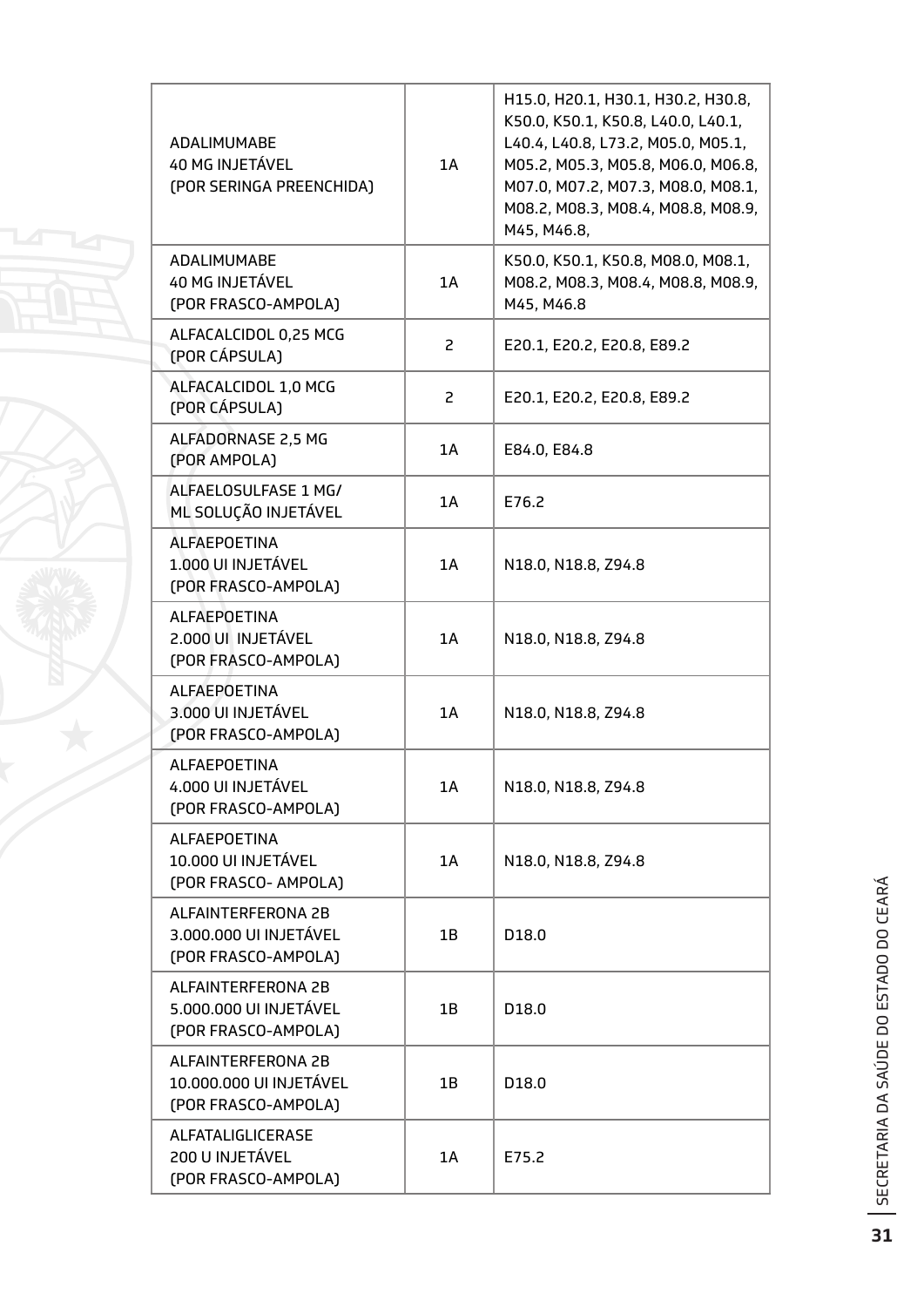| | | |
|---|---|---|
| ADALIMUMABE 40 MG INJETÁVEL (POR SERINGA PREENCHIDA) | 1A | H15.0, H20.1, H30.1, H30.2, H30.8, K50.0, K50.1, K50.8, L40.0, L40.1, L40.4, L40.8, L73.2, M05.0, M05.1, M05.2, M05.3, M05.8, M06.0, M06.8, M07.0, M07.2, M07.3, M08.0, M08.1, M08.2, M08.3, M08.4, M08.8, M08.9, M45, M46.8, |
| ADALIMUMABE 40 MG INJETÁVEL (POR FRASCO-AMPOLA) | 1A | K50.0, K50.1, K50.8, M08.0, M08.1, M08.2, M08.3, M08.4, M08.8, M08.9, M45, M46.8 |
| ALFACALCIDOL 0,25 MCG (POR CÁPSULA) | 2 | E20.1, E20.2, E20.8, E89.2 |
| ALFACALCIDOL 1,0 MCG (POR CÁPSULA) | 2 | E20.1, E20.2, E20.8, E89.2 |
| ALFADORNASE 2,5 MG (POR AMPOLA) | 1A | E84.0, E84.8 |
| ALFAELOSULFASE 1 MG/ ML SOLUÇÃO INJETÁVEL | 1A | E76.2 |
| ALFAEPOETINA 1.000 UI INJETÁVEL (POR FRASCO-AMPOLA) | 1A | N18.0, N18.8, Z94.8 |
| ALFAEPOETINA 2.000 UI INJETÁVEL (POR FRASCO-AMPOLA) | 1A | N18.0, N18.8, Z94.8 |
| ALFAEPOETINA 3.000 UI INJETÁVEL (POR FRASCO-AMPOLA) | 1A | N18.0, N18.8, Z94.8 |
| ALFAEPOETINA 4.000 UI INJETÁVEL (POR FRASCO-AMPOLA) | 1A | N18.0, N18.8, Z94.8 |
| ALFAEPOETINA 10.000 UI INJETÁVEL (POR FRASCO- AMPOLA) | 1A | N18.0, N18.8, Z94.8 |
| ALFAINTERFERONA 2B 3.000.000 UI INJETÁVEL (POR FRASCO-AMPOLA) | 1B | D18.0 |
| ALFAINTERFERONA 2B 5.000.000 UI INJETÁVEL (POR FRASCO-AMPOLA) | 1B | D18.0 |
| ALFAINTERFERONA 2B 10.000.000 UI INJETÁVEL (POR FRASCO-AMPOLA) | 1B | D18.0 |
| ALFATALIGLICERASE 200 U INJETÁVEL (POR FRASCO-AMPOLA) | 1A | E75.2 |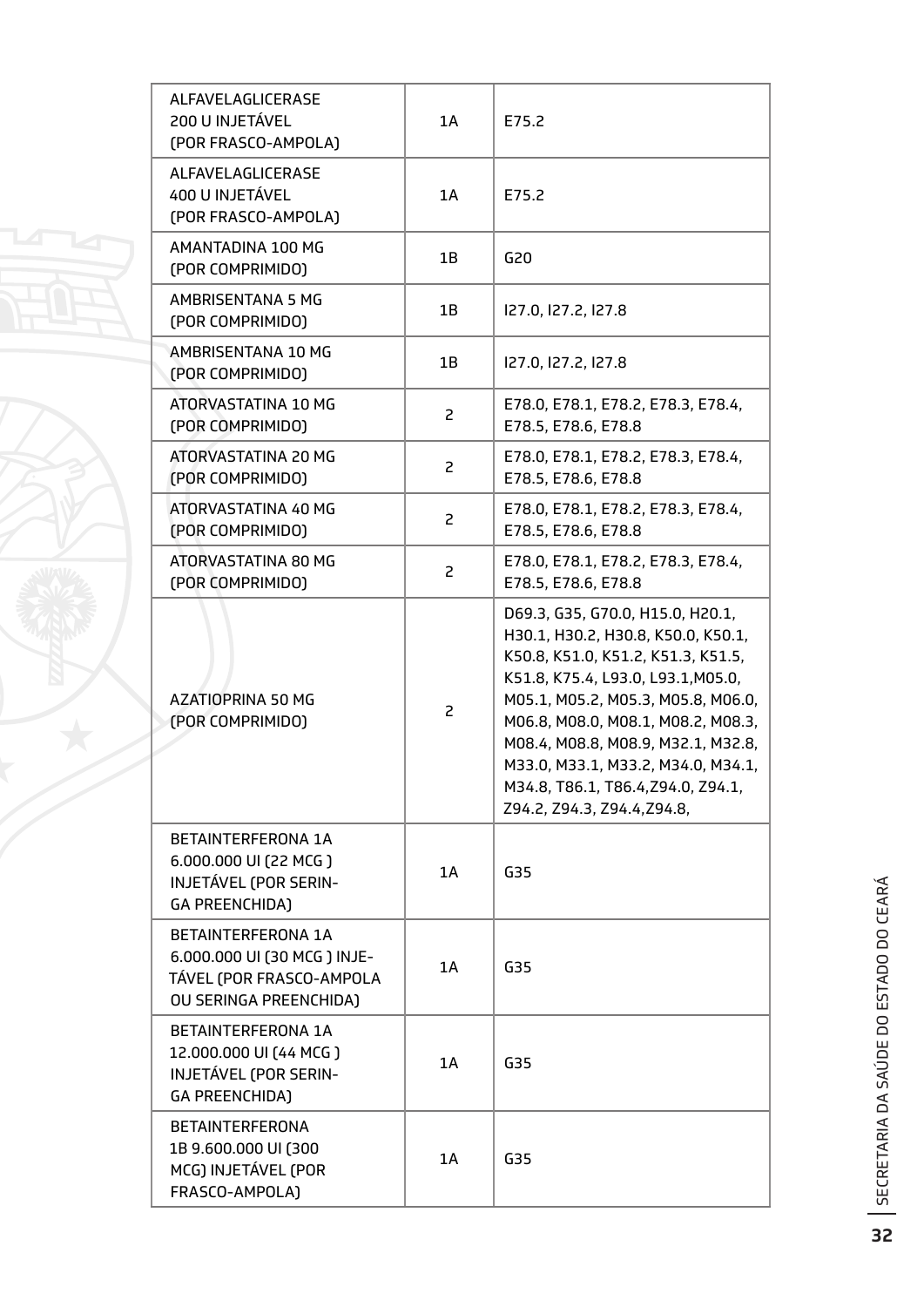| | | |
|---|---|---|
| ALFAVELAGLICERASE 200 U INJETÁVEL (POR FRASCO-AMPOLA) | 1A | E75.2 |
| ALFAVELAGLICERASE 400 U INJETÁVEL (POR FRASCO-AMPOLA) | 1A | E75.2 |
| AMANTADINA 100 MG (POR COMPRIMIDO) | 1B | G20 |
| AMBRISENTANA 5 MG (POR COMPRIMIDO) | 1B | I27.0, I27.2, I27.8 |
| AMBRISENTANA 10 MG (POR COMPRIMIDO) | 1B | I27.0, I27.2, I27.8 |
| ATORVASTATINA 10 MG (POR COMPRIMIDO) | 2 | E78.0, E78.1, E78.2, E78.3, E78.4, E78.5, E78.6, E78.8 |
| ATORVASTATINA 20 MG (POR COMPRIMIDO) | 2 | E78.0, E78.1, E78.2, E78.3, E78.4, E78.5, E78.6, E78.8 |
| ATORVASTATINA 40 MG (POR COMPRIMIDO) | 2 | E78.0, E78.1, E78.2, E78.3, E78.4, E78.5, E78.6, E78.8 |
| ATORVASTATINA 80 MG (POR COMPRIMIDO) | 2 | E78.0, E78.1, E78.2, E78.3, E78.4, E78.5, E78.6, E78.8 |
| AZATIOPRINA 50 MG (POR COMPRIMIDO) | 2 | D69.3, G35, G70.0, H15.0, H20.1, H30.1, H30.2, H30.8, K50.0, K50.1, K50.8, K51.0, K51.2, K51.3, K51.5, K51.8, K75.4, L93.0, L93.1,M05.0, M05.1, M05.2, M05.3, M05.8, M06.0, M06.8, M08.0, M08.1, M08.2, M08.3, M08.4, M08.8, M08.9, M32.1, M32.8, M33.0, M33.1, M33.2, M34.0, M34.1, M34.8, T86.1, T86.4,Z94.0, Z94.1, Z94.2, Z94.3, Z94.4,Z94.8, |
| BETAINTERFERONA 1A 6.000.000 UI (22 MCG ) INJETÁVEL (POR SERINGA PREENCHIDA) | 1A | G35 |
| BETAINTERFERONA 1A 6.000.000 UI (30 MCG ) INJETÁVEL (POR FRASCO-AMPOLA OU SERINGA PREENCHIDA) | 1A | G35 |
| BETAINTERFERONA 1A 12.000.000 UI (44 MCG ) INJETÁVEL (POR SERINGA PREENCHIDA) | 1A | G35 |
| BETAINTERFERONA 1B 9.600.000 UI (300 MCG) INJETÁVEL (POR FRASCO-AMPOLA) | 1A | G35 |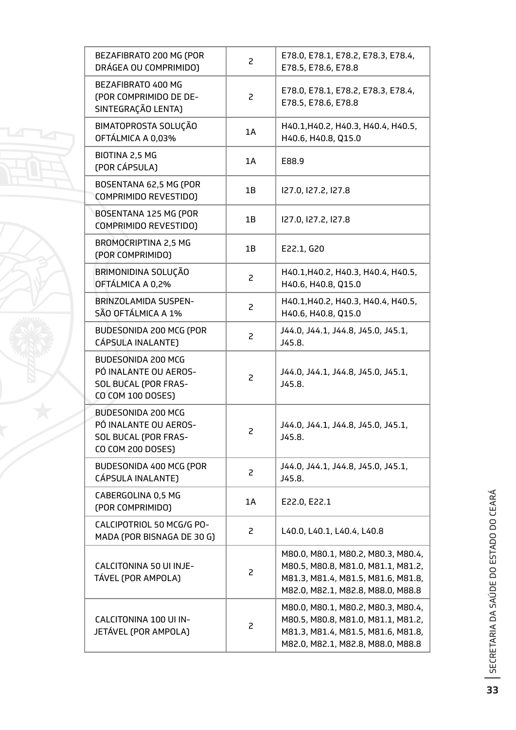| | | |
|---|---|---|
| BEZAFIBRATO 200 MG (POR DRÁGEA OU COMPRIMIDO) | 2 | E78.0, E78.1, E78.2, E78.3, E78.4, E78.5, E78.6, E78.8 |
| BEZAFIBRATO 400 MG (POR COMPRIMIDO DE DESINTEGRAÇÃO LENTA) | 2 | E78.0, E78.1, E78.2, E78.3, E78.4, E78.5, E78.6, E78.8 |
| BIMATOPROSTA SOLUÇÃO OFTÁLMICA A 0,03% | 1A | H40.1,H40.2, H40.3, H40.4, H40.5, H40.6, H40.8, Q15.0 |
| BIOTINA 2,5 MG (POR CÁPSULA) | 1A | E88.9 |
| BOSENTANA 62,5 MG (POR COMPRIMIDO REVESTIDO) | 1B | I27.0, I27.2, I27.8 |
| BOSENTANA 125 MG (POR COMPRIMIDO REVESTIDO) | 1B | I27.0, I27.2, I27.8 |
| BROMOCRIPTINA 2,5 MG (POR COMPRIMIDO) | 1B | E22.1, G20 |
| BRIMONIDINA SOLUÇÃO OFTÁLMICA A 0,2% | 2 | H40.1,H40.2, H40.3, H40.4, H40.5, H40.6, H40.8, Q15.0 |
| BRINZOLAMIDA SUSPENSÃO OFTÁLMICA A 1% | 2 | H40.1,H40.2, H40.3, H40.4, H40.5, H40.6, H40.8, Q15.0 |
| BUDESONIDA 200 MCG (POR CÁPSULA INALANTE) | 2 | J44.0, J44.1, J44.8, J45.0, J45.1, J45.8. |
| BUDESONIDA 200 MCG PÓ INALANTE OU AEROSSOL BUCAL (POR FRASCO COM 100 DOSES) | 2 | J44.0, J44.1, J44.8, J45.0, J45.1, J45.8. |
| BUDESONIDA 200 MCG PÓ INALANTE OU AEROSSOL BUCAL (POR FRASCO COM 200 DOSES) | 2 | J44.0, J44.1, J44.8, J45.0, J45.1, J45.8. |
| BUDESONIDA 400 MCG (POR CÁPSULA INALANTE) | 2 | J44.0, J44.1, J44.8, J45.0, J45.1, J45.8. |
| CABERGOLINA 0,5 MG (POR COMPRIMIDO) | 1A | E22.0, E22.1 |
| CALCIPOTRIOL 50 MCG/G POMADA (POR BISNAGA DE 30 G) | 2 | L40.0, L40.1, L40.4, L40.8 |
| CALCITONINA 50 UI INJETÁVEL (POR AMPOLA) | 2 | M80.0, M80.1, M80.2, M80.3, M80.4, M80.5, M80.8, M81.0, M81.1, M81.2, M81.3, M81.4, M81.5, M81.6, M81.8, M82.0, M82.1, M82.8, M88.0, M88.8 |
| CALCITONINA 100 UI INJETÁVEL (POR AMPOLA) | 2 | M80.0, M80.1, M80.2, M80.3, M80.4, M80.5, M80.8, M81.0, M81.1, M81.2, M81.3, M81.4, M81.5, M81.6, M81.8, M82.0, M82.1, M82.8, M88.0, M88.8 |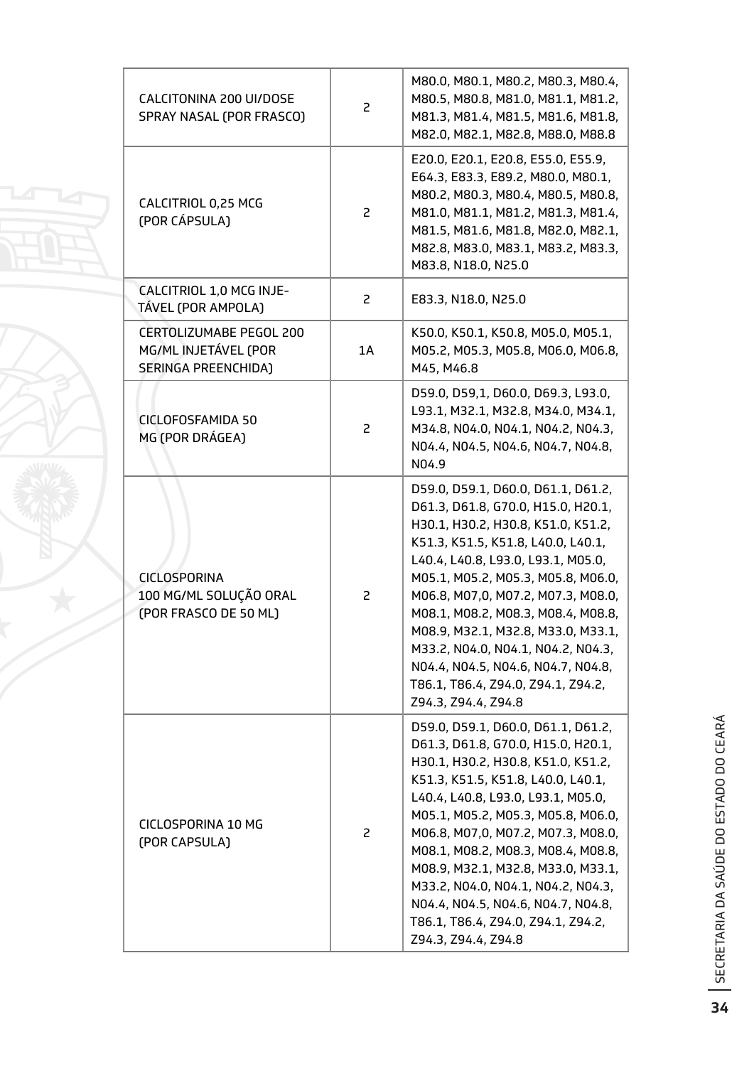| | | |
|---|---|---|
| CALCITONINA 200 UI/DOSE SPRAY NASAL (POR FRASCO) | 2 | M80.0, M80.1, M80.2, M80.3, M80.4, M80.5, M80.8, M81.0, M81.1, M81.2, M81.3, M81.4, M81.5, M81.6, M81.8, M82.0, M82.1, M82.8, M88.0, M88.8 |
| CALCITRIOL 0,25 MCG (POR CÁPSULA) | 2 | E20.0, E20.1, E20.8, E55.0, E55.9, E64.3, E83.3, E89.2, M80.0, M80.1, M80.2, M80.3, M80.4, M80.5, M80.8, M81.0, M81.1, M81.2, M81.3, M81.4, M81.5, M81.6, M81.8, M82.0, M82.1, M82.8, M83.0, M83.1, M83.2, M83.3, M83.8, N18.0, N25.0 |
| CALCITRIOL 1,0 MCG INJETÁVEL (POR AMPOLA) | 2 | E83.3, N18.0, N25.0 |
| CERTOLIZUMABE PEGOL 200 MG/ML INJETÁVEL (POR SERINGA PREENCHIDA) | 1A | K50.0, K50.1, K50.8, M05.0, M05.1, M05.2, M05.3, M05.8, M06.0, M06.8, M45, M46.8 |
| CICLOFOSFAMIDA 50 MG (POR DRÁGEA) | 2 | D59.0, D59,1, D60.0, D69.3, L93.0, L93.1, M32.1, M32.8, M34.0, M34.1, M34.8, N04.0, N04.1, N04.2, N04.3, N04.4, N04.5, N04.6, N04.7, N04.8, N04.9 |
| CICLOSPORINA 100 MG/ML SOLUÇÃO ORAL (POR FRASCO DE 50 ML) | 2 | D59.0, D59.1, D60.0, D61.1, D61.2, D61.3, D61.8, G70.0, H15.0, H20.1, H30.1, H30.2, H30.8, K51.0, K51.2, K51.3, K51.5, K51.8, L40.0, L40.1, L40.4, L40.8, L93.0, L93.1, M05.0, M05.1, M05.2, M05.3, M05.8, M06.0, M06.8, M07,0, M07.2, M07.3, M08.0, M08.1, M08.2, M08.3, M08.4, M08.8, M08.9, M32.1, M32.8, M33.0, M33.1, M33.2, N04.0, N04.1, N04.2, N04.3, N04.4, N04.5, N04.6, N04.7, N04.8, T86.1, T86.4, Z94.0, Z94.1, Z94.2, Z94.3, Z94.4, Z94.8 |
| CICLOSPORINA 10 MG (POR CAPSULA) | 2 | D59.0, D59.1, D60.0, D61.1, D61.2, D61.3, D61.8, G70.0, H15.0, H20.1, H30.1, H30.2, H30.8, K51.0, K51.2, K51.3, K51.5, K51.8, L40.0, L40.1, L40.4, L40.8, L93.0, L93.1, M05.0, M05.1, M05.2, M05.3, M05.8, M06.0, M06.8, M07,0, M07.2, M07.3, M08.0, M08.1, M08.2, M08.3, M08.4, M08.8, M08.9, M32.1, M32.8, M33.0, M33.1, M33.2, N04.0, N04.1, N04.2, N04.3, N04.4, N04.5, N04.6, N04.7, N04.8, T86.1, T86.4, Z94.0, Z94.1, Z94.2, Z94.3, Z94.4, Z94.8 |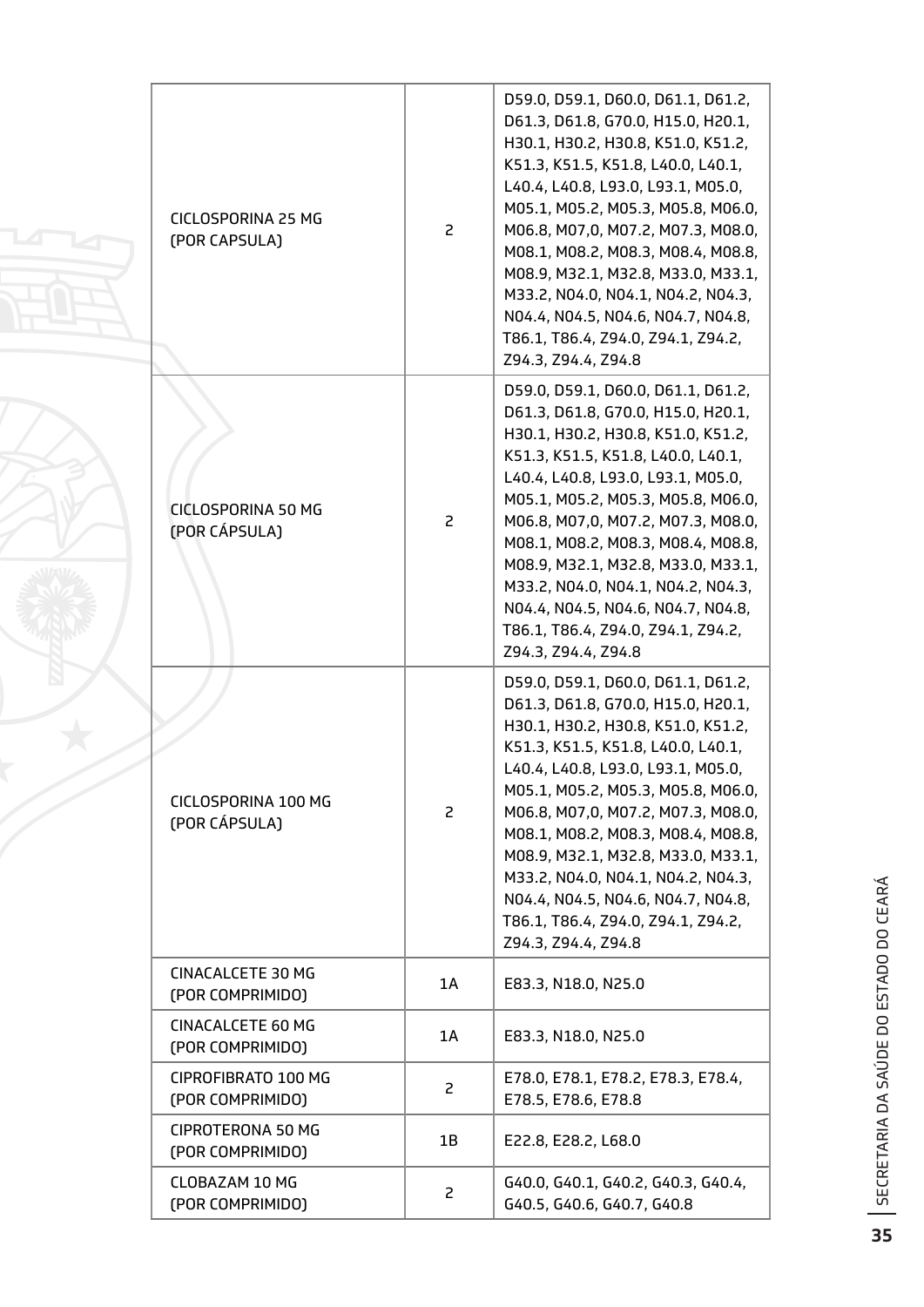| | | |
|---|---|---|
| CICLOSPORINA 25 MG (POR CAPSULA) | 2 | D59.0, D59.1, D60.0, D61.1, D61.2, D61.3, D61.8, G70.0, H15.0, H20.1, H30.1, H30.2, H30.8, K51.0, K51.2, K51.3, K51.5, K51.8, L40.0, L40.1, L40.4, L40.8, L93.0, L93.1, M05.0, M05.1, M05.2, M05.3, M05.8, M06.0, M06.8, M07,0, M07.2, M07.3, M08.0, M08.1, M08.2, M08.3, M08.4, M08.8, M08.9, M32.1, M32.8, M33.0, M33.1, M33.2, N04.0, N04.1, N04.2, N04.3, N04.4, N04.5, N04.6, N04.7, N04.8, T86.1, T86.4, Z94.0, Z94.1, Z94.2, Z94.3, Z94.4, Z94.8 |
| CICLOSPORINA 50 MG (POR CÁPSULA) | 2 | D59.0, D59.1, D60.0, D61.1, D61.2, D61.3, D61.8, G70.0, H15.0, H20.1, H30.1, H30.2, H30.8, K51.0, K51.2, K51.3, K51.5, K51.8, L40.0, L40.1, L40.4, L40.8, L93.0, L93.1, M05.0, M05.1, M05.2, M05.3, M05.8, M06.0, M06.8, M07,0, M07.2, M07.3, M08.0, M08.1, M08.2, M08.3, M08.4, M08.8, M08.9, M32.1, M32.8, M33.0, M33.1, M33.2, N04.0, N04.1, N04.2, N04.3, N04.4, N04.5, N04.6, N04.7, N04.8, T86.1, T86.4, Z94.0, Z94.1, Z94.2, Z94.3, Z94.4, Z94.8 |
| CICLOSPORINA 100 MG (POR CÁPSULA) | 2 | D59.0, D59.1, D60.0, D61.1, D61.2, D61.3, D61.8, G70.0, H15.0, H20.1, H30.1, H30.2, H30.8, K51.0, K51.2, K51.3, K51.5, K51.8, L40.0, L40.1, L40.4, L40.8, L93.0, L93.1, M05.0, M05.1, M05.2, M05.3, M05.8, M06.0, M06.8, M07,0, M07.2, M07.3, M08.0, M08.1, M08.2, M08.3, M08.4, M08.8, M08.9, M32.1, M32.8, M33.0, M33.1, M33.2, N04.0, N04.1, N04.2, N04.3, N04.4, N04.5, N04.6, N04.7, N04.8, T86.1, T86.4, Z94.0, Z94.1, Z94.2, Z94.3, Z94.4, Z94.8 |
| CINACALCETE 30 MG (POR COMPRIMIDO) | 1A | E83.3, N18.0, N25.0 |
| CINACALCETE 60 MG (POR COMPRIMIDO) | 1A | E83.3, N18.0, N25.0 |
| CIPROFIBRATO 100 MG (POR COMPRIMIDO) | 2 | E78.0, E78.1, E78.2, E78.3, E78.4, E78.5, E78.6, E78.8 |
| CIPROTERONA 50 MG (POR COMPRIMIDO) | 1B | E22.8, E28.2, L68.0 |
| CLOBAZAM 10 MG (POR COMPRIMIDO) | 2 | G40.0, G40.1, G40.2, G40.3, G40.4, G40.5, G40.6, G40.7, G40.8 |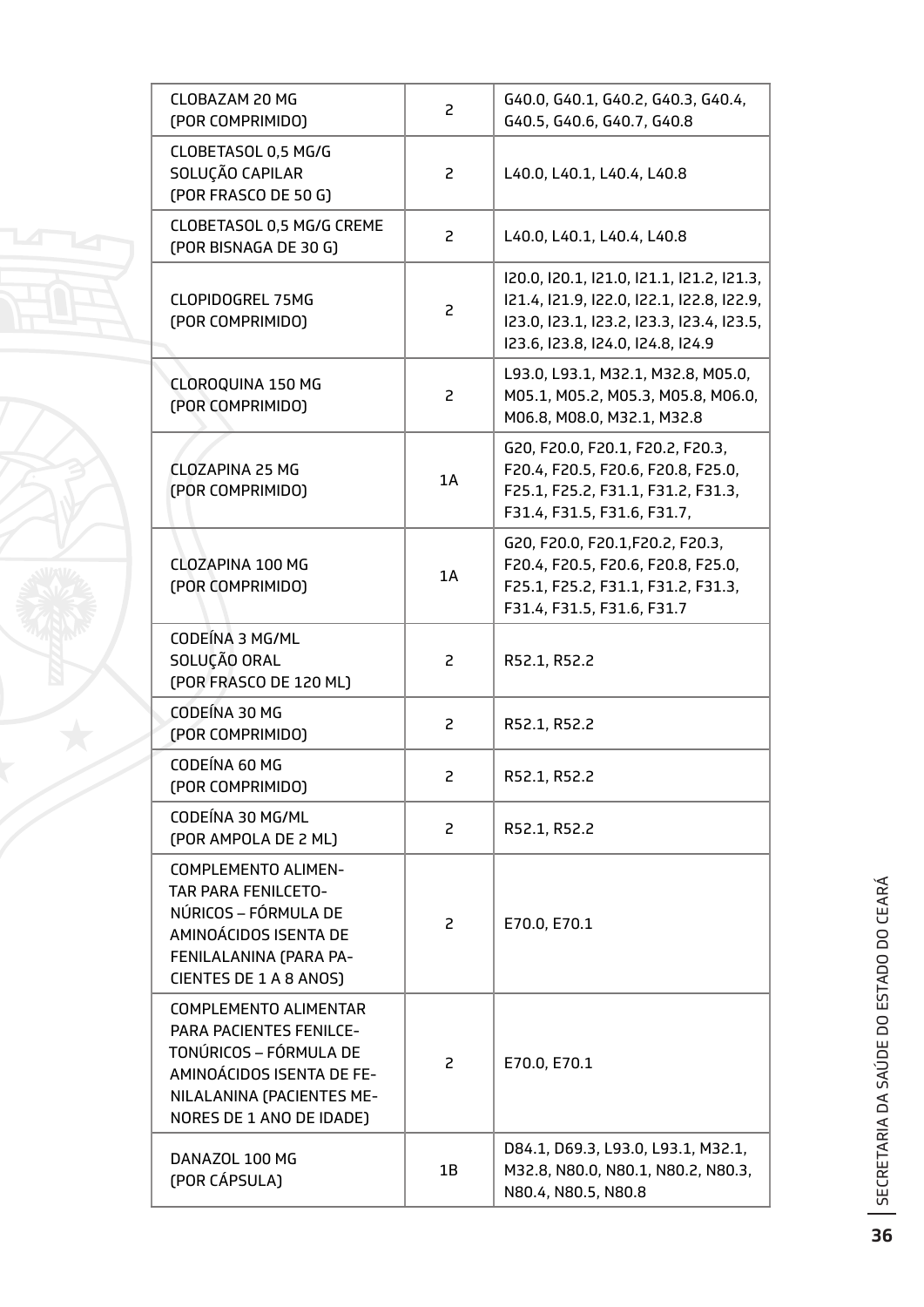| | | |
|---|---|---|
| CLOBAZAM 20 MG (POR COMPRIMIDO) | 2 | G40.0, G40.1, G40.2, G40.3, G40.4, G40.5, G40.6, G40.7, G40.8 |
| CLOBETASOL 0,5 MG/G SOLUÇÃO CAPILAR (POR FRASCO DE 50 G) | 2 | L40.0, L40.1, L40.4, L40.8 |
| CLOBETASOL 0,5 MG/G CREME (POR BISNAGA DE 30 G) | 2 | L40.0, L40.1, L40.4, L40.8 |
| CLOPIDOGREL 75MG (POR COMPRIMIDO) | 2 | I20.0, I20.1, I21.0, I21.1, I21.2, I21.3, I21.4, I21.9, I22.0, I22.1, I22.8, I22.9, I23.0, I23.1, I23.2, I23.3, I23.4, I23.5, I23.6, I23.8, I24.0, I24.8, I24.9 |
| CLOROQUINA 150 MG (POR COMPRIMIDO) | 2 | L93.0, L93.1, M32.1, M32.8, M05.0, M05.1, M05.2, M05.3, M05.8, M06.0, M06.8, M08.0, M32.1, M32.8 |
| CLOZAPINA 25 MG (POR COMPRIMIDO) | 1A | G20, F20.0, F20.1, F20.2, F20.3, F20.4, F20.5, F20.6, F20.8, F25.0, F25.1, F25.2, F31.1, F31.2, F31.3, F31.4, F31.5, F31.6, F31.7, |
| CLOZAPINA 100 MG (POR COMPRIMIDO) | 1A | G20, F20.0, F20.1,F20.2, F20.3, F20.4, F20.5, F20.6, F20.8, F25.0, F25.1, F25.2, F31.1, F31.2, F31.3, F31.4, F31.5, F31.6, F31.7 |
| CODEÍNA 3 MG/ML SOLUÇÃO ORAL (POR FRASCO DE 120 ML) | 2 | R52.1, R52.2 |
| CODEÍNA 30 MG (POR COMPRIMIDO) | 2 | R52.1, R52.2 |
| CODEÍNA 60 MG (POR COMPRIMIDO) | 2 | R52.1, R52.2 |
| CODEÍNA 30 MG/ML (POR AMPOLA DE 2 ML) | 2 | R52.1, R52.2 |
| COMPLEMENTO ALIMENTAR PARA FENILCETONÚRICOS – FÓRMULA DE AMINOÁCIDOS ISENTA DE FENILALANINA (PARA PACIENTES DE 1 A 8 ANOS) | 2 | E70.0, E70.1 |
| COMPLEMENTO ALIMENTAR PARA PACIENTES FENILCETONÚRICOS – FÓRMULA DE AMINOÁCIDOS ISENTA DE FENILALANINA (PACIENTES MENORES DE 1 ANO DE IDADE) | 2 | E70.0, E70.1 |
| DANAZOL 100 MG (POR CÁPSULA) | 1B | D84.1, D69.3, L93.0, L93.1, M32.1, M32.8, N80.0, N80.1, N80.2, N80.3, N80.4, N80.5, N80.8 |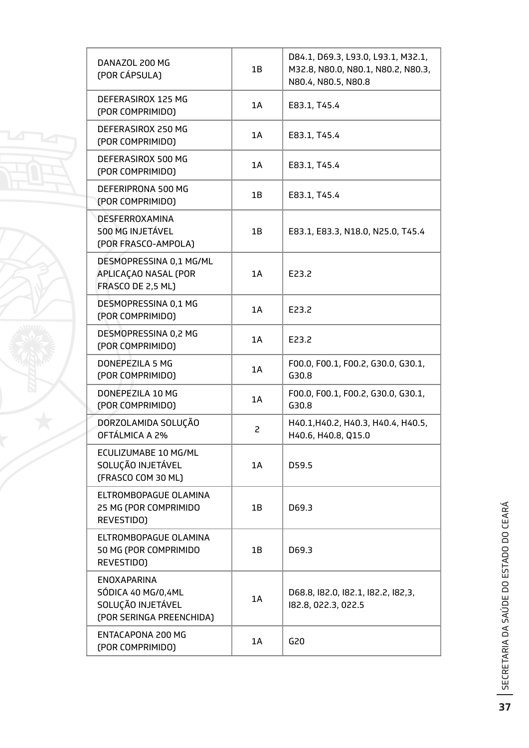| | | |
|---|---|---|
| DANAZOL 200 MG (POR CÁPSULA) | 1B | D84.1, D69.3, L93.0, L93.1, M32.1, M32.8, N80.0, N80.1, N80.2, N80.3, N80.4, N80.5, N80.8 |
| DEFERASIROX 125 MG (POR COMPRIMIDO) | 1A | E83.1, T45.4 |
| DEFERASIROX 250 MG (POR COMPRIMIDO) | 1A | E83.1, T45.4 |
| DEFERASIROX 500 MG (POR COMPRIMIDO) | 1A | E83.1, T45.4 |
| DEFERIPRONA 500 MG (POR COMPRIMIDO) | 1B | E83.1, T45.4 |
| DESFERROXAMINA 500 MG INJETÁVEL (POR FRASCO-AMPOLA) | 1B | E83.1, E83.3, N18.0, N25.0, T45.4 |
| DESMOPRESSINA 0,1 MG/ML APLICAÇAO NASAL (POR FRASCO DE 2,5 ML) | 1A | E23.2 |
| DESMOPRESSINA 0,1 MG (POR COMPRIMIDO) | 1A | E23.2 |
| DESMOPRESSINA 0,2 MG (POR COMPRIMIDO) | 1A | E23.2 |
| DONEPEZILA 5 MG (POR COMPRIMIDO) | 1A | F00.0, F00.1, F00.2, G30.0, G30.1, G30.8 |
| DONEPEZILA 10 MG (POR COMPRIMIDO) | 1A | F00.0, F00.1, F00.2, G30.0, G30.1, G30.8 |
| DORZOLAMIDA SOLUÇÃO OFTÁLMICA A 2% | 2 | H40.1,H40.2, H40.3, H40.4, H40.5, H40.6, H40.8, Q15.0 |
| ECULIZUMABE 10 MG/ML SOLUÇÃO INJETÁVEL (FRASCO COM 30 ML) | 1A | D59.5 |
| ELTROMBOPAGUE OLAMINA 25 MG (POR COMPRIMIDO REVESTIDO) | 1B | D69.3 |
| ELTROMBOPAGUE OLAMINA 50 MG (POR COMPRIMIDO REVESTIDO) | 1B | D69.3 |
| ENOXAPARINA SÓDICA 40 MG/0,4ML SOLUÇÃO INJETÁVEL (POR SERINGA PREENCHIDA) | 1A | D68.8, I82.0, I82.1, I82.2, I82,3, I82.8, O22.3, O22.5 |
| ENTACAPONA 200 MG (POR COMPRIMIDO) | 1A | G20 |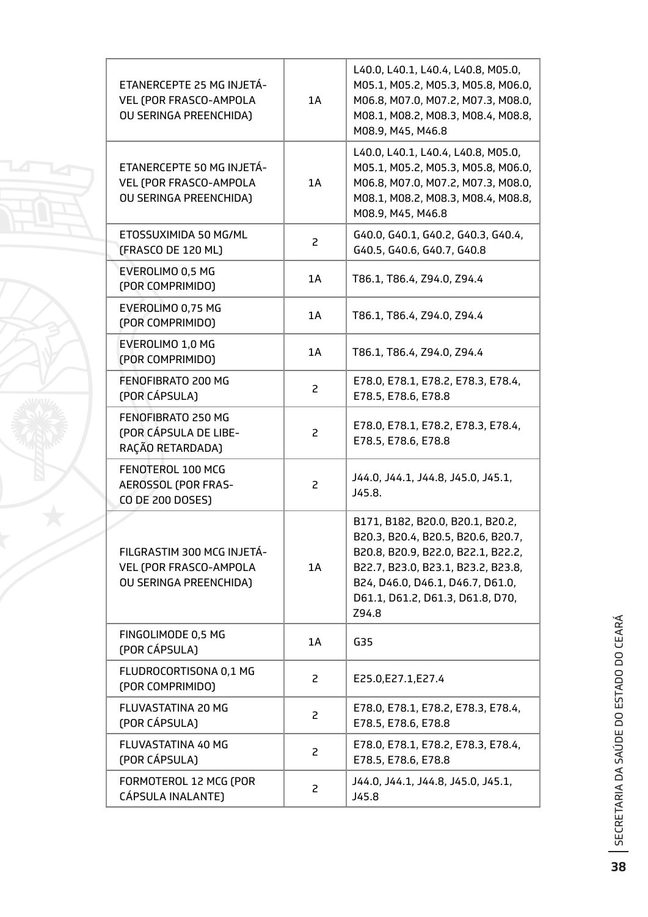| | | |
|---|---|---|
| ETANERCEPTE 25 MG INJETÁVEL (POR FRASCO-AMPOLA OU SERINGA PREENCHIDA) | 1A | L40.0, L40.1, L40.4, L40.8, M05.0, M05.1, M05.2, M05.3, M05.8, M06.0, M06.8, M07.0, M07.2, M07.3, M08.0, M08.1, M08.2, M08.3, M08.4, M08.8, M08.9, M45, M46.8 |
| ETANERCEPTE 50 MG INJETÁVEL (POR FRASCO-AMPOLA OU SERINGA PREENCHIDA) | 1A | L40.0, L40.1, L40.4, L40.8, M05.0, M05.1, M05.2, M05.3, M05.8, M06.0, M06.8, M07.0, M07.2, M07.3, M08.0, M08.1, M08.2, M08.3, M08.4, M08.8, M08.9, M45, M46.8 |
| ETOSSUXIMIDA 50 MG/ML (FRASCO DE 120 ML) | 2 | G40.0, G40.1, G40.2, G40.3, G40.4, G40.5, G40.6, G40.7, G40.8 |
| EVEROLIMO 0,5 MG (POR COMPRIMIDO) | 1A | T86.1, T86.4, Z94.0, Z94.4 |
| EVEROLIMO 0,75 MG (POR COMPRIMIDO) | 1A | T86.1, T86.4, Z94.0, Z94.4 |
| EVEROLIMO 1,0 MG (POR COMPRIMIDO) | 1A | T86.1, T86.4, Z94.0, Z94.4 |
| FENOFIBRATO 200 MG (POR CÁPSULA) | 2 | E78.0, E78.1, E78.2, E78.3, E78.4, E78.5, E78.6, E78.8 |
| FENOFIBRATO 250 MG (POR CÁPSULA DE LIBERAÇÃO RETARDADA) | 2 | E78.0, E78.1, E78.2, E78.3, E78.4, E78.5, E78.6, E78.8 |
| FENOTEROL 100 MCG AEROSSOL (POR FRASCO DE 200 DOSES) | 2 | J44.0, J44.1, J44.8, J45.0, J45.1, J45.8. |
| FILGRASTIM 300 MCG INJETÁVEL (POR FRASCO-AMPOLA OU SERINGA PREENCHIDA) | 1A | B171, B182, B20.0, B20.1, B20.2, B20.3, B20.4, B20.5, B20.6, B20.7, B20.8, B20.9, B22.0, B22.1, B22.2, B22.7, B23.0, B23.1, B23.2, B23.8, B24, D46.0, D46.1, D46.7, D61.0, D61.1, D61.2, D61.3, D61.8, D70, Z94.8 |
| FINGOLIMODE 0,5 MG (POR CÁPSULA) | 1A | G35 |
| FLUDROCORTISONA 0,1 MG (POR COMPRIMIDO) | 2 | E25.0,E27.1,E27.4 |
| FLUVASTATINA 20 MG (POR CÁPSULA) | 2 | E78.0, E78.1, E78.2, E78.3, E78.4, E78.5, E78.6, E78.8 |
| FLUVASTATINA 40 MG (POR CÁPSULA) | 2 | E78.0, E78.1, E78.2, E78.3, E78.4, E78.5, E78.6, E78.8 |
| FORMOTEROL 12 MCG (POR CÁPSULA INALANTE) | 2 | J44.0, J44.1, J44.8, J45.0, J45.1, J45.8 |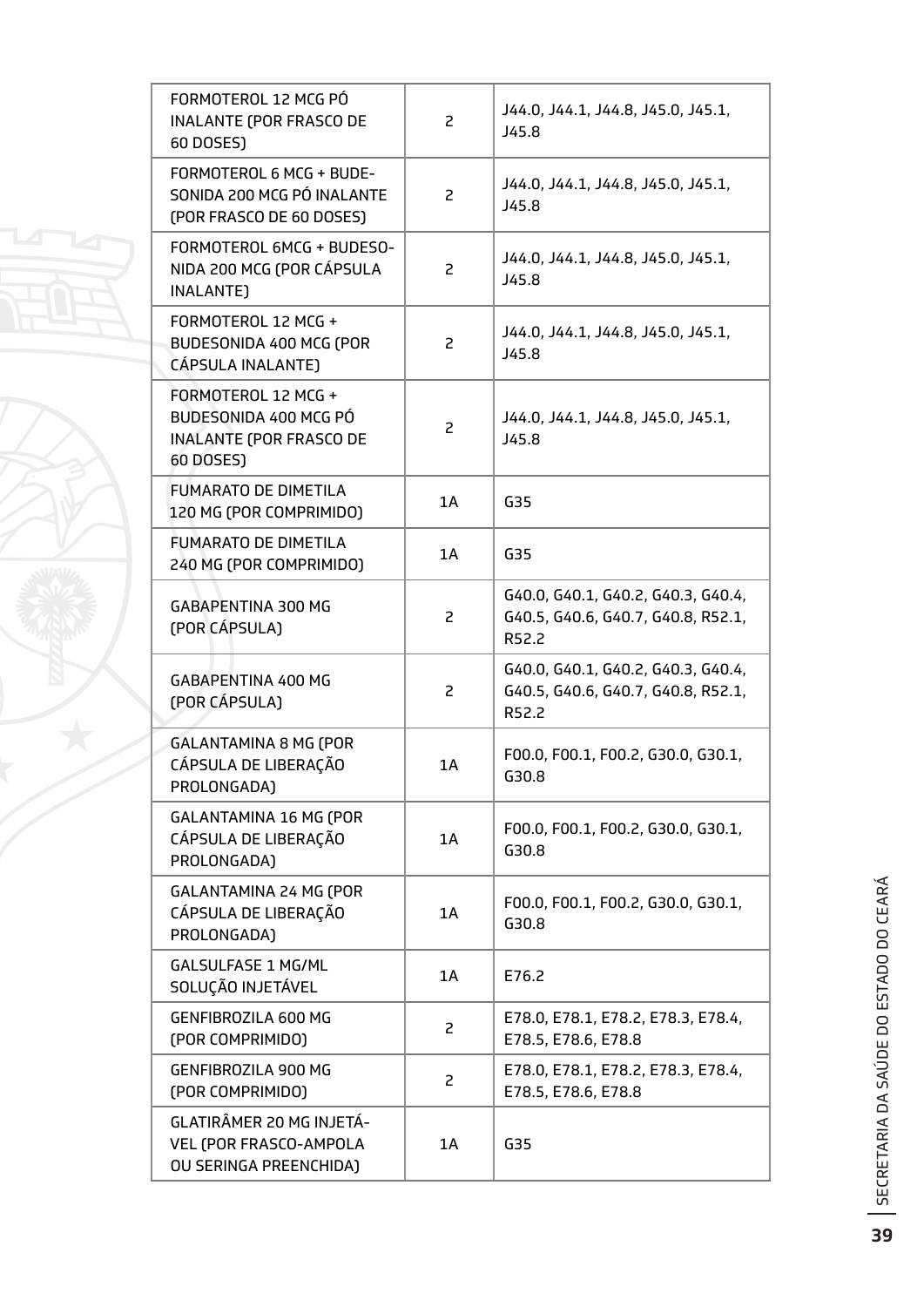| | | |
|---|---|---|
| FORMOTEROL 12 MCG PÓ INALANTE (POR FRASCO DE 60 DOSES) | 2 | J44.0, J44.1, J44.8, J45.0, J45.1, J45.8 |
| FORMOTEROL 6 MCG + BUDESONIDA 200 MCG PÓ INALANTE (POR FRASCO DE 60 DOSES) | 2 | J44.0, J44.1, J44.8, J45.0, J45.1, J45.8 |
| FORMOTEROL 6MCG + BUDESONIDA 200 MCG (POR CÁPSULA INALANTE) | 2 | J44.0, J44.1, J44.8, J45.0, J45.1, J45.8 |
| FORMOTEROL 12 MCG + BUDESONIDA 400 MCG (POR CÁPSULA INALANTE) | 2 | J44.0, J44.1, J44.8, J45.0, J45.1, J45.8 |
| FORMOTEROL 12 MCG + BUDESONIDA 400 MCG PÓ INALANTE (POR FRASCO DE 60 DOSES) | 2 | J44.0, J44.1, J44.8, J45.0, J45.1, J45.8 |
| FUMARATO DE DIMETILA 120 MG (POR COMPRIMIDO) | 1A | G35 |
| FUMARATO DE DIMETILA 240 MG (POR COMPRIMIDO) | 1A | G35 |
| GABAPENTINA 300 MG (POR CÁPSULA) | 2 | G40.0, G40.1, G40.2, G40.3, G40.4, G40.5, G40.6, G40.7, G40.8, R52.1, R52.2 |
| GABAPENTINA 400 MG (POR CÁPSULA) | 2 | G40.0, G40.1, G40.2, G40.3, G40.4, G40.5, G40.6, G40.7, G40.8, R52.1, R52.2 |
| GALANTAMINA 8 MG (POR CÁPSULA DE LIBERAÇÃO PROLONGADA) | 1A | F00.0, F00.1, F00.2, G30.0, G30.1, G30.8 |
| GALANTAMINA 16 MG (POR CÁPSULA DE LIBERAÇÃO PROLONGADA) | 1A | F00.0, F00.1, F00.2, G30.0, G30.1, G30.8 |
| GALANTAMINA 24 MG (POR CÁPSULA DE LIBERAÇÃO PROLONGADA) | 1A | F00.0, F00.1, F00.2, G30.0, G30.1, G30.8 |
| GALSULFASE 1 MG/ML SOLUÇÃO INJETÁVEL | 1A | E76.2 |
| GENFIBROZILA 600 MG (POR COMPRIMIDO) | 2 | E78.0, E78.1, E78.2, E78.3, E78.4, E78.5, E78.6, E78.8 |
| GENFIBROZILA 900 MG (POR COMPRIMIDO) | 2 | E78.0, E78.1, E78.2, E78.3, E78.4, E78.5, E78.6, E78.8 |
| GLATIRÂMER 20 MG INJETÁVEL (POR FRASCO-AMPOLA OU SERINGA PREENCHIDA) | 1A | G35 |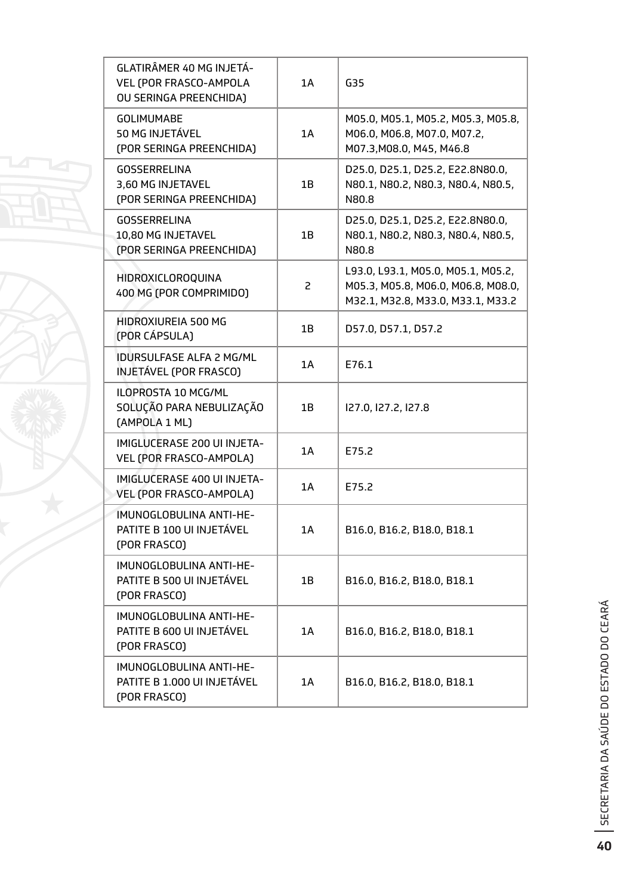| GLATIRÂMER 40 MG INJETÁVEL (POR FRASCO-AMPOLA OU SERINGA PREENCHIDA) | 1A | G35 |
|---|---|---|
| GOLIMUMABE 50 MG INJETÁVEL (POR SERINGA PREENCHIDA) | 1A | M05.0, M05.1, M05.2, M05.3, M05.8, M06.0, M06.8, M07.0, M07.2, M07.3,M08.0, M45, M46.8 |
| GOSSERRELINA 3,60 MG INJETAVEL (POR SERINGA PREENCHIDA) | 1B | D25.0, D25.1, D25.2, E22.8N80.0, N80.1, N80.2, N80.3, N80.4, N80.5, N80.8 |
| GOSSERRELINA 10,80 MG INJETAVEL (POR SERINGA PREENCHIDA) | 1B | D25.0, D25.1, D25.2, E22.8N80.0, N80.1, N80.2, N80.3, N80.4, N80.5, N80.8 |
| HIDROXICLOROQUINA 400 MG (POR COMPRIMIDO) | 2 | L93.0, L93.1, M05.0, M05.1, M05.2, M05.3, M05.8, M06.0, M06.8, M08.0, M32.1, M32.8, M33.0, M33.1, M33.2 |
| HIDROXIUREIA 500 MG (POR CÁPSULA) | 1B | D57.0, D57.1, D57.2 |
| IDURSULFASE ALFA 2 MG/ML INJETÁVEL (POR FRASCO) | 1A | E76.1 |
| ILOPROSTA 10 MCG/ML SOLUÇÃO PARA NEBULIZAÇÃO (AMPOLA 1 ML) | 1B | I27.0, I27.2, I27.8 |
| IMIGLUCERASE 200 UI INJETAVEL (POR FRASCO-AMPOLA) | 1A | E75.2 |
| IMIGLUCERASE 400 UI INJETAVEL (POR FRASCO-AMPOLA) | 1A | E75.2 |
| IMUNOGLOBULINA ANTI-HEPATITE B 100 UI INJETÁVEL (POR FRASCO) | 1A | B16.0, B16.2, B18.0, B18.1 |
| IMUNOGLOBULINA ANTI-HEPATITE B 500 UI INJETÁVEL (POR FRASCO) | 1B | B16.0, B16.2, B18.0, B18.1 |
| IMUNOGLOBULINA ANTI-HEPATITE B 600 UI INJETÁVEL (POR FRASCO) | 1A | B16.0, B16.2, B18.0, B18.1 |
| IMUNOGLOBULINA ANTI-HEPATITE B 1.000 UI INJETÁVEL (POR FRASCO) | 1A | B16.0, B16.2, B18.0, B18.1 |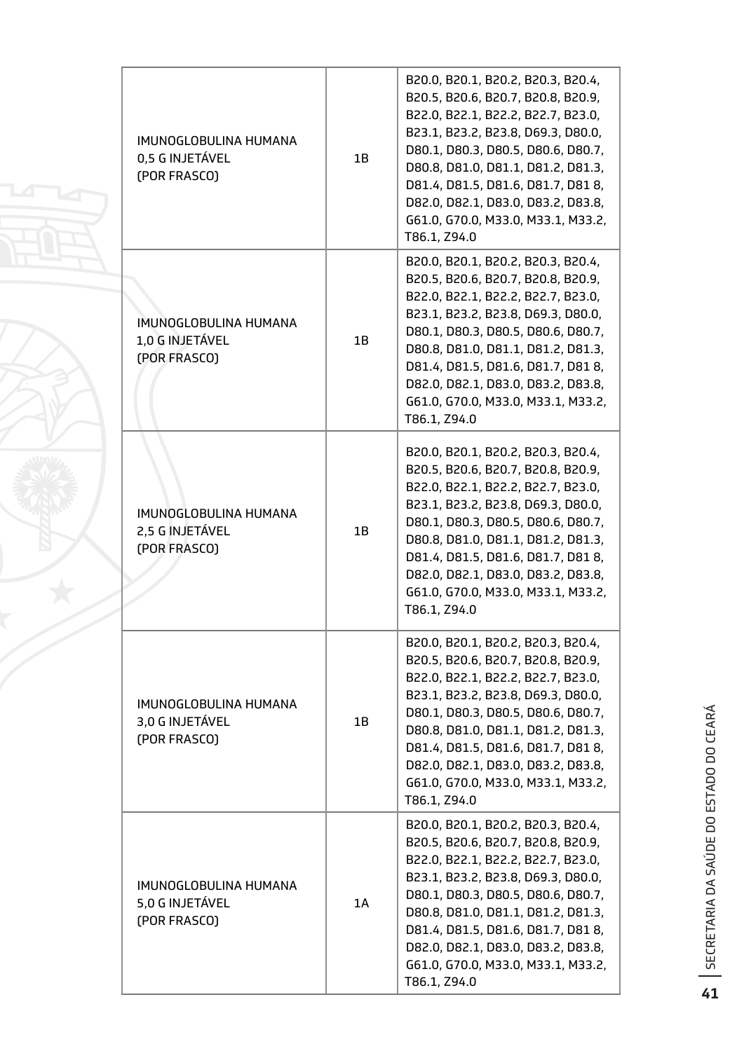| | | |
|---|---|---|
| IMUNOGLOBULINA HUMANA 0,5 G INJETÁVEL (POR FRASCO) | 1B | B20.0, B20.1, B20.2, B20.3, B20.4, B20.5, B20.6, B20.7, B20.8, B20.9, B22.0, B22.1, B22.2, B22.7, B23.0, B23.1, B23.2, B23.8, D69.3, D80.0, D80.1, D80.3, D80.5, D80.6, D80.7, D80.8, D81.0, D81.1, D81.2, D81.3, D81.4, D81.5, D81.6, D81.7, D81 8, D82.0, D82.1, D83.0, D83.2, D83.8, G61.0, G70.0, M33.0, M33.1, M33.2, T86.1, Z94.0 |
| IMUNOGLOBULINA HUMANA 1,0 G INJETÁVEL (POR FRASCO) | 1B | B20.0, B20.1, B20.2, B20.3, B20.4, B20.5, B20.6, B20.7, B20.8, B20.9, B22.0, B22.1, B22.2, B22.7, B23.0, B23.1, B23.2, B23.8, D69.3, D80.0, D80.1, D80.3, D80.5, D80.6, D80.7, D80.8, D81.0, D81.1, D81.2, D81.3, D81.4, D81.5, D81.6, D81.7, D81 8, D82.0, D82.1, D83.0, D83.2, D83.8, G61.0, G70.0, M33.0, M33.1, M33.2, T86.1, Z94.0 |
| IMUNOGLOBULINA HUMANA 2,5 G INJETÁVEL (POR FRASCO) | 1B | B20.0, B20.1, B20.2, B20.3, B20.4, B20.5, B20.6, B20.7, B20.8, B20.9, B22.0, B22.1, B22.2, B22.7, B23.0, B23.1, B23.2, B23.8, D69.3, D80.0, D80.1, D80.3, D80.5, D80.6, D80.7, D80.8, D81.0, D81.1, D81.2, D81.3, D81.4, D81.5, D81.6, D81.7, D81 8, D82.0, D82.1, D83.0, D83.2, D83.8, G61.0, G70.0, M33.0, M33.1, M33.2, T86.1, Z94.0 |
| IMUNOGLOBULINA HUMANA 3,0 G INJETÁVEL (POR FRASCO) | 1B | B20.0, B20.1, B20.2, B20.3, B20.4, B20.5, B20.6, B20.7, B20.8, B20.9, B22.0, B22.1, B22.2, B22.7, B23.0, B23.1, B23.2, B23.8, D69.3, D80.0, D80.1, D80.3, D80.5, D80.6, D80.7, D80.8, D81.0, D81.1, D81.2, D81.3, D81.4, D81.5, D81.6, D81.7, D81 8, D82.0, D82.1, D83.0, D83.2, D83.8, G61.0, G70.0, M33.0, M33.1, M33.2, T86.1, Z94.0 |
| IMUNOGLOBULINA HUMANA 5,0 G INJETÁVEL (POR FRASCO) | 1A | B20.0, B20.1, B20.2, B20.3, B20.4, B20.5, B20.6, B20.7, B20.8, B20.9, B22.0, B22.1, B22.2, B22.7, B23.0, B23.1, B23.2, B23.8, D69.3, D80.0, D80.1, D80.3, D80.5, D80.6, D80.7, D80.8, D81.0, D81.1, D81.2, D81.3, D81.4, D81.5, D81.6, D81.7, D81 8, D82.0, D82.1, D83.0, D83.2, D83.8, G61.0, G70.0, M33.0, M33.1, M33.2, T86.1, Z94.0 |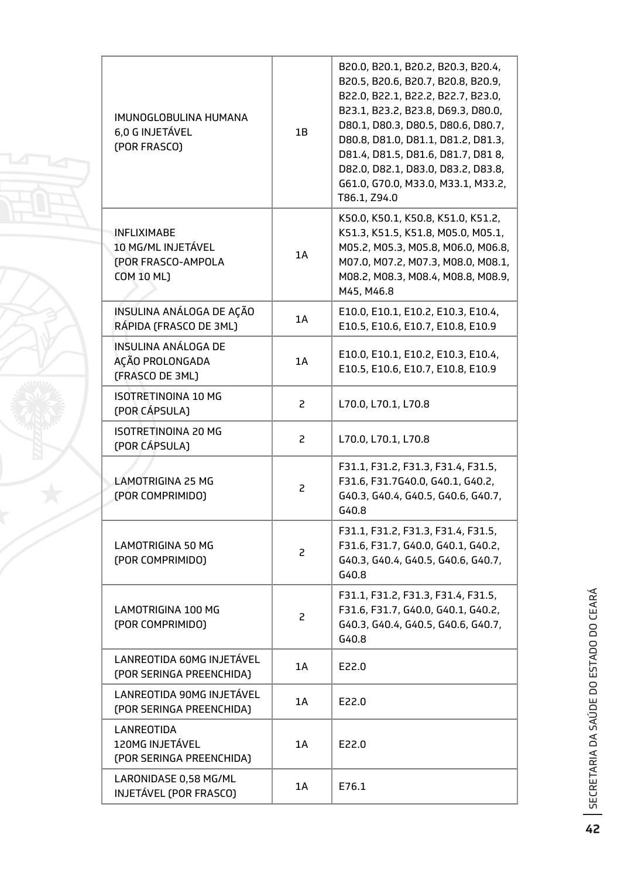| | | |
|---|---|---|
| IMUNOGLOBULINA HUMANA 6,0 G INJETÁVEL (POR FRASCO) | 1B | B20.0, B20.1, B20.2, B20.3, B20.4, B20.5, B20.6, B20.7, B20.8, B20.9, B22.0, B22.1, B22.2, B22.7, B23.0, B23.1, B23.2, B23.8, D69.3, D80.0, D80.1, D80.3, D80.5, D80.6, D80.7, D80.8, D81.0, D81.1, D81.2, D81.3, D81.4, D81.5, D81.6, D81.7, D81 8, D82.0, D82.1, D83.0, D83.2, D83.8, G61.0, G70.0, M33.0, M33.1, M33.2, T86.1, Z94.0 |
| INFLIXIMABE 10 MG/ML INJETÁVEL (POR FRASCO-AMPOLA COM 10 ML) | 1A | K50.0, K50.1, K50.8, K51.0, K51.2, K51.3, K51.5, K51.8, M05.0, M05.1, M05.2, M05.3, M05.8, M06.0, M06.8, M07.0, M07.2, M07.3, M08.0, M08.1, M08.2, M08.3, M08.4, M08.8, M08.9, M45, M46.8 |
| INSULINA ANÁLOGA DE AÇÃO RÁPIDA (FRASCO DE 3ML) | 1A | E10.0, E10.1, E10.2, E10.3, E10.4, E10.5, E10.6, E10.7, E10.8, E10.9 |
| INSULINA ANÁLOGA DE AÇÃO PROLONGADA (FRASCO DE 3ML) | 1A | E10.0, E10.1, E10.2, E10.3, E10.4, E10.5, E10.6, E10.7, E10.8, E10.9 |
| ISOTRETINOINA 10 MG (POR CÁPSULA) | 2 | L70.0, L70.1, L70.8 |
| ISOTRETINOINA 20 MG (POR CÁPSULA) | 2 | L70.0, L70.1, L70.8 |
| LAMOTRIGINA 25 MG (POR COMPRIMIDO) | 2 | F31.1, F31.2, F31.3, F31.4, F31.5, F31.6, F31.7G40.0, G40.1, G40.2, G40.3, G40.4, G40.5, G40.6, G40.7, G40.8 |
| LAMOTRIGINA 50 MG (POR COMPRIMIDO) | 2 | F31.1, F31.2, F31.3, F31.4, F31.5, F31.6, F31.7, G40.0, G40.1, G40.2, G40.3, G40.4, G40.5, G40.6, G40.7, G40.8 |
| LAMOTRIGINA 100 MG (POR COMPRIMIDO) | 2 | F31.1, F31.2, F31.3, F31.4, F31.5, F31.6, F31.7, G40.0, G40.1, G40.2, G40.3, G40.4, G40.5, G40.6, G40.7, G40.8 |
| LANREOTIDA 60MG INJETÁVEL (POR SERINGA PREENCHIDA) | 1A | E22.0 |
| LANREOTIDA 90MG INJETÁVEL (POR SERINGA PREENCHIDA) | 1A | E22.0 |
| LANREOTIDA 120MG INJETÁVEL (POR SERINGA PREENCHIDA) | 1A | E22.0 |
| LARONIDASE 0,58 MG/ML INJETÁVEL (POR FRASCO) | 1A | E76.1 |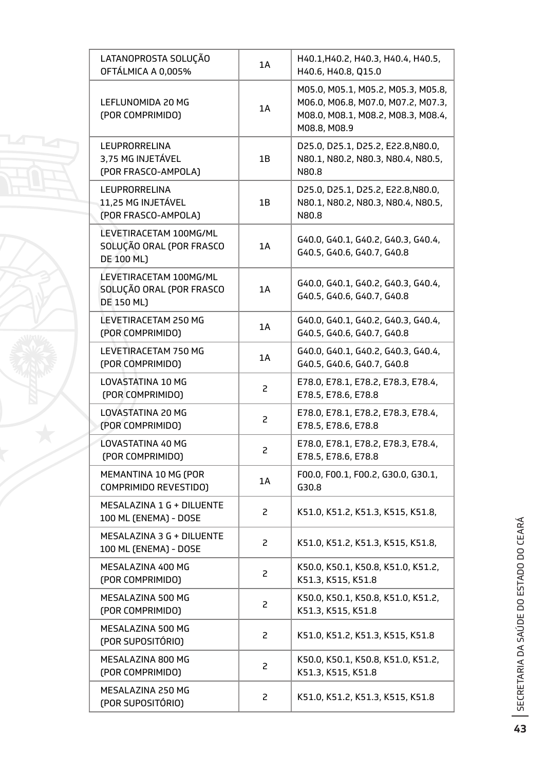| | | |
|---|---|---|
| LATANOPROSTA SOLUÇÃO OFTÁLMICA A 0,005% | 1A | H40.1,H40.2, H40.3, H40.4, H40.5, H40.6, H40.8, Q15.0 |
| LEFLUNOMIDA 20 MG (POR COMPRIMIDO) | 1A | M05.0, M05.1, M05.2, M05.3, M05.8, M06.0, M06.8, M07.0, M07.2, M07.3, M08.0, M08.1, M08.2, M08.3, M08.4, M08.8, M08.9 |
| LEUPRORRELINA 3,75 MG INJETÁVEL (POR FRASCO-AMPOLA) | 1B | D25.0, D25.1, D25.2, E22.8,N80.0, N80.1, N80.2, N80.3, N80.4, N80.5, N80.8 |
| LEUPRORRELINA 11,25 MG INJETÁVEL (POR FRASCO-AMPOLA) | 1B | D25.0, D25.1, D25.2, E22.8,N80.0, N80.1, N80.2, N80.3, N80.4, N80.5, N80.8 |
| LEVETIRACETAM 100MG/ML SOLUÇÃO ORAL (POR FRASCO DE 100 ML) | 1A | G40.0, G40.1, G40.2, G40.3, G40.4, G40.5, G40.6, G40.7, G40.8 |
| LEVETIRACETAM 100MG/ML SOLUÇÃO ORAL (POR FRASCO DE 150 ML) | 1A | G40.0, G40.1, G40.2, G40.3, G40.4, G40.5, G40.6, G40.7, G40.8 |
| LEVETIRACETAM 250 MG (POR COMPRIMIDO) | 1A | G40.0, G40.1, G40.2, G40.3, G40.4, G40.5, G40.6, G40.7, G40.8 |
| LEVETIRACETAM 750 MG (POR COMPRIMIDO) | 1A | G40.0, G40.1, G40.2, G40.3, G40.4, G40.5, G40.6, G40.7, G40.8 |
| LOVASTATINA 10 MG (POR COMPRIMIDO) | 2 | E78.0, E78.1, E78.2, E78.3, E78.4, E78.5, E78.6, E78.8 |
| LOVASTATINA 20 MG (POR COMPRIMIDO) | 2 | E78.0, E78.1, E78.2, E78.3, E78.4, E78.5, E78.6, E78.8 |
| LOVASTATINA 40 MG (POR COMPRIMIDO) | 2 | E78.0, E78.1, E78.2, E78.3, E78.4, E78.5, E78.6, E78.8 |
| MEMANTINA 10 MG (POR COMPRIMIDO REVESTIDO) | 1A | F00.0, F00.1, F00.2, G30.0, G30.1, G30.8 |
| MESALAZINA 1 G + DILUENTE 100 ML (ENEMA) - DOSE | 2 | K51.0, K51.2, K51.3, K515, K51.8, |
| MESALAZINA 3 G + DILUENTE 100 ML (ENEMA) - DOSE | 2 | K51.0, K51.2, K51.3, K515, K51.8, |
| MESALAZINA 400 MG (POR COMPRIMIDO) | 2 | K50.0, K50.1, K50.8, K51.0, K51.2, K51.3, K515, K51.8 |
| MESALAZINA 500 MG (POR COMPRIMIDO) | 2 | K50.0, K50.1, K50.8, K51.0, K51.2, K51.3, K515, K51.8 |
| MESALAZINA 500 MG (POR SUPOSITÓRIO) | 2 | K51.0, K51.2, K51.3, K515, K51.8 |
| MESALAZINA 800 MG (POR COMPRIMIDO) | 2 | K50.0, K50.1, K50.8, K51.0, K51.2, K51.3, K515, K51.8 |
| MESALAZINA 250 MG (POR SUPOSITÓRIO) | 2 | K51.0, K51.2, K51.3, K515, K51.8 |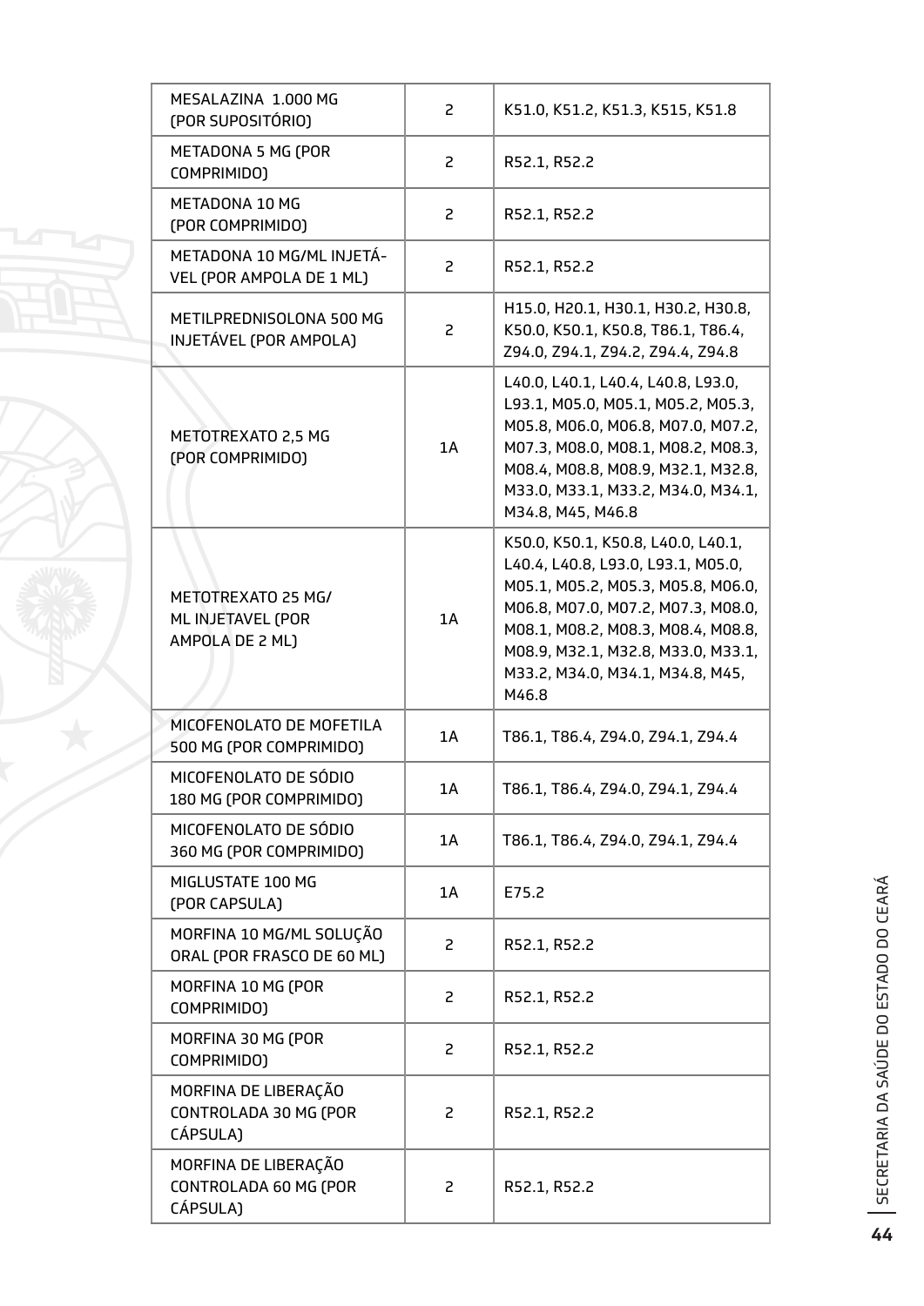| | | |
|---|---|---|
| MESALAZINA 1.000 MG (POR SUPOSITÓRIO) | 2 | K51.0, K51.2, K51.3, K515, K51.8 |
| METADONA 5 MG (POR COMPRIMIDO) | 2 | R52.1, R52.2 |
| METADONA 10 MG (POR COMPRIMIDO) | 2 | R52.1, R52.2 |
| METADONA 10 MG/ML INJETÁVEL (POR AMPOLA DE 1 ML) | 2 | R52.1, R52.2 |
| METILPREDNISOLONA 500 MG INJETÁVEL (POR AMPOLA) | 2 | H15.0, H20.1, H30.1, H30.2, H30.8, K50.0, K50.1, K50.8, T86.1, T86.4, Z94.0, Z94.1, Z94.2, Z94.4, Z94.8 |
| METOTREXATO 2,5 MG (POR COMPRIMIDO) | 1A | L40.0, L40.1, L40.4, L40.8, L93.0, L93.1, M05.0, M05.1, M05.2, M05.3, M05.8, M06.0, M06.8, M07.0, M07.2, M07.3, M08.0, M08.1, M08.2, M08.3, M08.4, M08.8, M08.9, M32.1, M32.8, M33.0, M33.1, M33.2, M34.0, M34.1, M34.8, M45, M46.8 |
| METOTREXATO 25 MG/ ML INJETAVEL (POR AMPOLA DE 2 ML) | 1A | K50.0, K50.1, K50.8, L40.0, L40.1, L40.4, L40.8, L93.0, L93.1, M05.0, M05.1, M05.2, M05.3, M05.8, M06.0, M06.8, M07.0, M07.2, M07.3, M08.0, M08.1, M08.2, M08.3, M08.4, M08.8, M08.9, M32.1, M32.8, M33.0, M33.1, M33.2, M34.0, M34.1, M34.8, M45, M46.8 |
| MICOFENOLATO DE MOFETILA 500 MG (POR COMPRIMIDO) | 1A | T86.1, T86.4, Z94.0, Z94.1, Z94.4 |
| MICOFENOLATO DE SÓDIO 180 MG (POR COMPRIMIDO) | 1A | T86.1, T86.4, Z94.0, Z94.1, Z94.4 |
| MICOFENOLATO DE SÓDIO 360 MG (POR COMPRIMIDO) | 1A | T86.1, T86.4, Z94.0, Z94.1, Z94.4 |
| MIGLUSTATE 100 MG (POR CAPSULA) | 1A | E75.2 |
| MORFINA 10 MG/ML SOLUÇÃO ORAL (POR FRASCO DE 60 ML) | 2 | R52.1, R52.2 |
| MORFINA 10 MG (POR COMPRIMIDO) | 2 | R52.1, R52.2 |
| MORFINA 30 MG (POR COMPRIMIDO) | 2 | R52.1, R52.2 |
| MORFINA DE LIBERAÇÃO CONTROLADA 30 MG (POR CÁPSULA) | 2 | R52.1, R52.2 |
| MORFINA DE LIBERAÇÃO CONTROLADA 60 MG (POR CÁPSULA) | 2 | R52.1, R52.2 |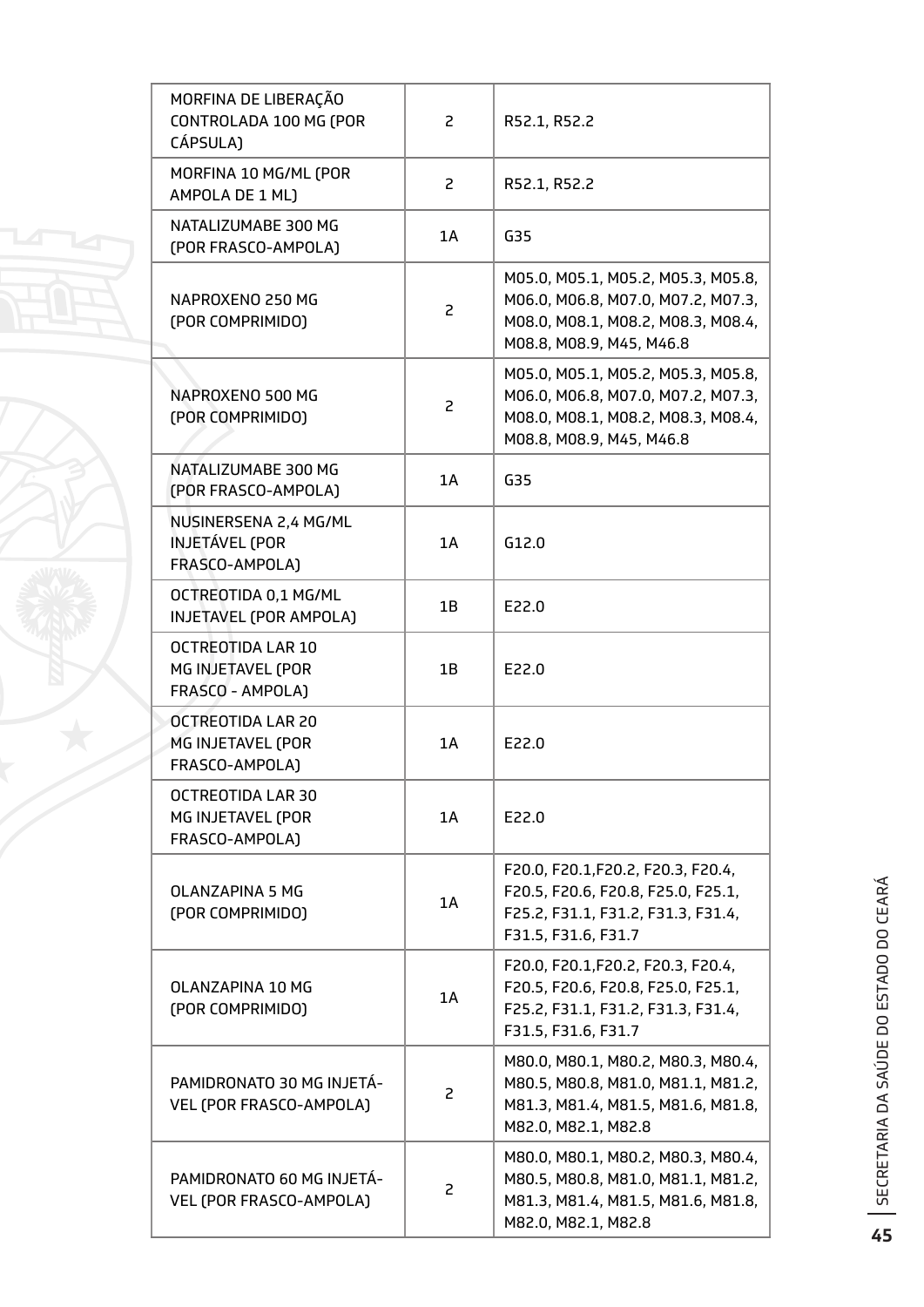| | | |
|---|---|---|
| MORFINA DE LIBERAÇÃO CONTROLADA 100 MG (POR CÁPSULA) | 2 | R52.1, R52.2 |
| MORFINA 10 MG/ML (POR AMPOLA DE 1 ML) | 2 | R52.1, R52.2 |
| NATALIZUMABE 300 MG (POR FRASCO-AMPOLA) | 1A | G35 |
| NAPROXENO 250 MG (POR COMPRIMIDO) | 2 | M05.0, M05.1, M05.2, M05.3, M05.8, M06.0, M06.8, M07.0, M07.2, M07.3, M08.0, M08.1, M08.2, M08.3, M08.4, M08.8, M08.9, M45, M46.8 |
| NAPROXENO 500 MG (POR COMPRIMIDO) | 2 | M05.0, M05.1, M05.2, M05.3, M05.8, M06.0, M06.8, M07.0, M07.2, M07.3, M08.0, M08.1, M08.2, M08.3, M08.4, M08.8, M08.9, M45, M46.8 |
| NATALIZUMABE 300 MG (POR FRASCO-AMPOLA) | 1A | G35 |
| NUSINERSENA 2,4 MG/ML INJETÁVEL (POR FRASCO-AMPOLA) | 1A | G12.0 |
| OCTREOTIDA 0,1 MG/ML INJETAVEL (POR AMPOLA) | 1B | E22.0 |
| OCTREOTIDA LAR 10 MG INJETAVEL (POR FRASCO - AMPOLA) | 1B | E22.0 |
| OCTREOTIDA LAR 20 MG INJETAVEL (POR FRASCO-AMPOLA) | 1A | E22.0 |
| OCTREOTIDA LAR 30 MG INJETAVEL (POR FRASCO-AMPOLA) | 1A | E22.0 |
| OLANZAPINA 5 MG (POR COMPRIMIDO) | 1A | F20.0, F20.1,F20.2, F20.3, F20.4, F20.5, F20.6, F20.8, F25.0, F25.1, F25.2, F31.1, F31.2, F31.3, F31.4, F31.5, F31.6, F31.7 |
| OLANZAPINA 10 MG (POR COMPRIMIDO) | 1A | F20.0, F20.1,F20.2, F20.3, F20.4, F20.5, F20.6, F20.8, F25.0, F25.1, F25.2, F31.1, F31.2, F31.3, F31.4, F31.5, F31.6, F31.7 |
| PAMIDRONATO 30 MG INJETÁVEL (POR FRASCO-AMPOLA) | 2 | M80.0, M80.1, M80.2, M80.3, M80.4, M80.5, M80.8, M81.0, M81.1, M81.2, M81.3, M81.4, M81.5, M81.6, M81.8, M82.0, M82.1, M82.8 |
| PAMIDRONATO 60 MG INJETÁVEL (POR FRASCO-AMPOLA) | 2 | M80.0, M80.1, M80.2, M80.3, M80.4, M80.5, M80.8, M81.0, M81.1, M81.2, M81.3, M81.4, M81.5, M81.6, M81.8, M82.0, M82.1, M82.8 |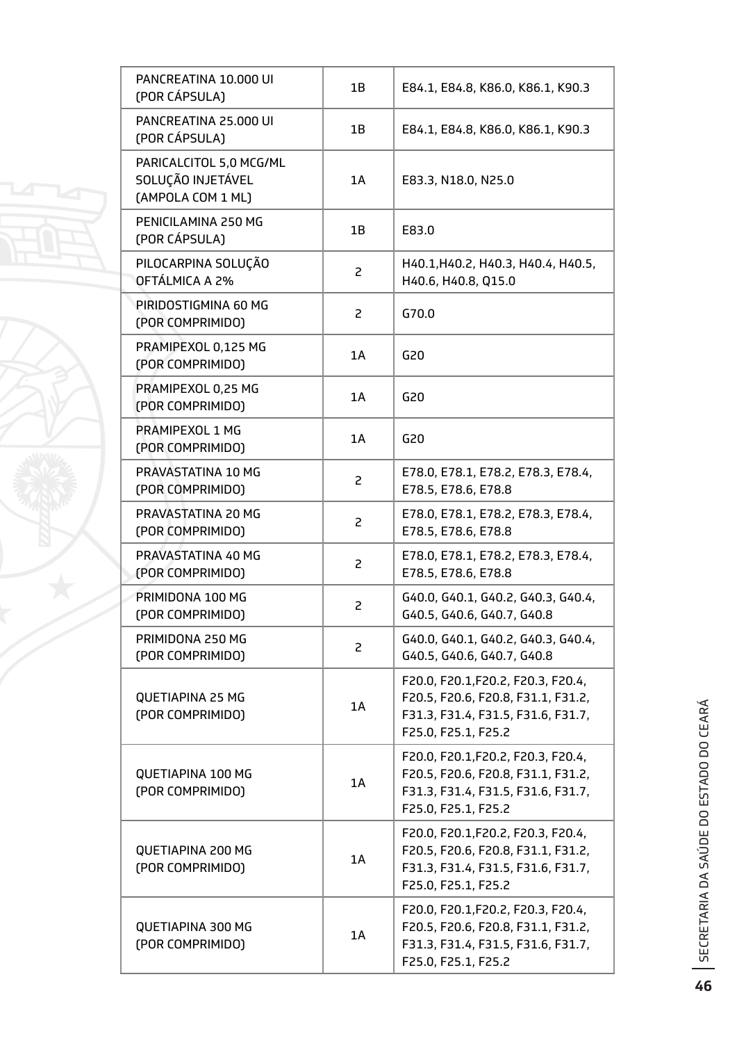| | | |
|---|---|---|
| PANCREATINA 10.000 UI (POR CÁPSULA) | 1B | E84.1, E84.8, K86.0, K86.1, K90.3 |
| PANCREATINA 25.000 UI (POR CÁPSULA) | 1B | E84.1, E84.8, K86.0, K86.1, K90.3 |
| PARICALCITOL 5,0 MCG/ML SOLUÇÃO INJETÁVEL (AMPOLA COM 1 ML) | 1A | E83.3, N18.0, N25.0 |
| PENICILAMINA 250 MG (POR CÁPSULA) | 1B | E83.0 |
| PILOCARPINA SOLUÇÃO OFTÁLMICA A 2% | 2 | H40.1,H40.2, H40.3, H40.4, H40.5, H40.6, H40.8, Q15.0 |
| PIRIDOSTIGMINA 60 MG (POR COMPRIMIDO) | 2 | G70.0 |
| PRAMIPEXOL 0,125 MG (POR COMPRIMIDO) | 1A | G20 |
| PRAMIPEXOL 0,25 MG (POR COMPRIMIDO) | 1A | G20 |
| PRAMIPEXOL 1 MG (POR COMPRIMIDO) | 1A | G20 |
| PRAVASTATINA 10 MG (POR COMPRIMIDO) | 2 | E78.0, E78.1, E78.2, E78.3, E78.4, E78.5, E78.6, E78.8 |
| PRAVASTATINA 20 MG (POR COMPRIMIDO) | 2 | E78.0, E78.1, E78.2, E78.3, E78.4, E78.5, E78.6, E78.8 |
| PRAVASTATINA 40 MG (POR COMPRIMIDO) | 2 | E78.0, E78.1, E78.2, E78.3, E78.4, E78.5, E78.6, E78.8 |
| PRIMIDONA 100 MG (POR COMPRIMIDO) | 2 | G40.0, G40.1, G40.2, G40.3, G40.4, G40.5, G40.6, G40.7, G40.8 |
| PRIMIDONA 250 MG (POR COMPRIMIDO) | 2 | G40.0, G40.1, G40.2, G40.3, G40.4, G40.5, G40.6, G40.7, G40.8 |
| QUETIAPINA 25 MG (POR COMPRIMIDO) | 1A | F20.0, F20.1,F20.2, F20.3, F20.4, F20.5, F20.6, F20.8, F31.1, F31.2, F31.3, F31.4, F31.5, F31.6, F31.7, F25.0, F25.1, F25.2 |
| QUETIAPINA 100 MG (POR COMPRIMIDO) | 1A | F20.0, F20.1,F20.2, F20.3, F20.4, F20.5, F20.6, F20.8, F31.1, F31.2, F31.3, F31.4, F31.5, F31.6, F31.7, F25.0, F25.1, F25.2 |
| QUETIAPINA 200 MG (POR COMPRIMIDO) | 1A | F20.0, F20.1,F20.2, F20.3, F20.4, F20.5, F20.6, F20.8, F31.1, F31.2, F31.3, F31.4, F31.5, F31.6, F31.7, F25.0, F25.1, F25.2 |
| QUETIAPINA 300 MG (POR COMPRIMIDO) | 1A | F20.0, F20.1,F20.2, F20.3, F20.4, F20.5, F20.6, F20.8, F31.1, F31.2, F31.3, F31.4, F31.5, F31.6, F31.7, F25.0, F25.1, F25.2 |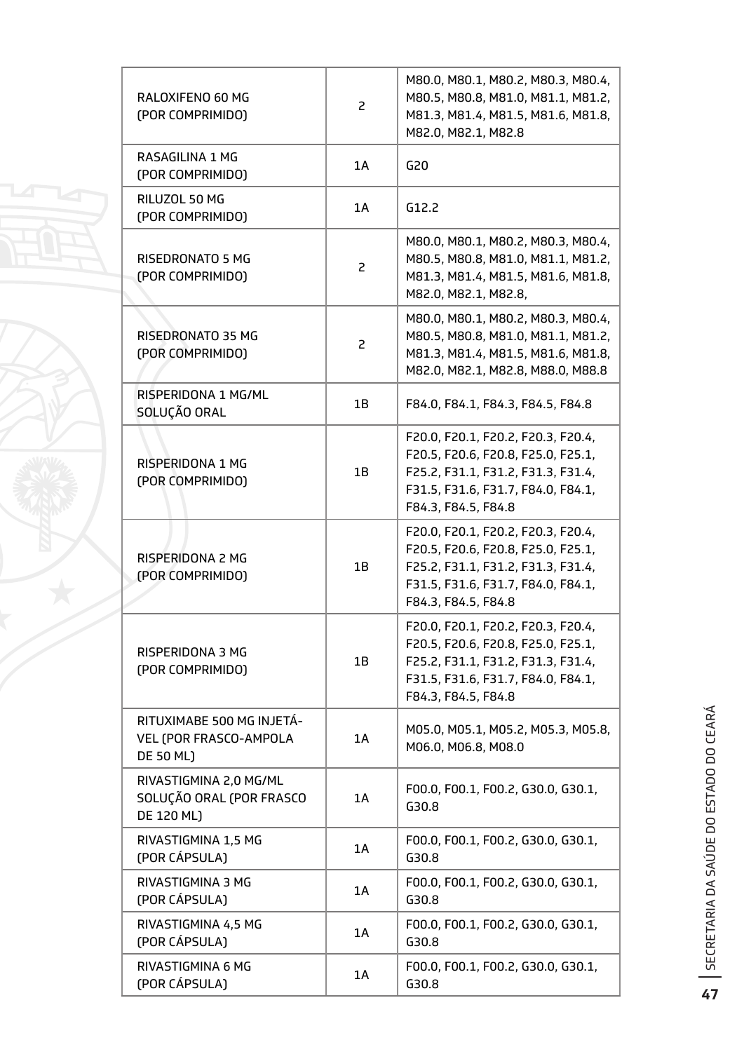| | | |
|---|---|---|
| RALOXIFENO 60 MG (POR COMPRIMIDO) | 2 | M80.0, M80.1, M80.2, M80.3, M80.4, M80.5, M80.8, M81.0, M81.1, M81.2, M81.3, M81.4, M81.5, M81.6, M81.8, M82.0, M82.1, M82.8 |
| RASAGILINA 1 MG (POR COMPRIMIDO) | 1A | G20 |
| RILUZOL 50 MG (POR COMPRIMIDO) | 1A | G12.2 |
| RISEDRONATO 5 MG (POR COMPRIMIDO) | 2 | M80.0, M80.1, M80.2, M80.3, M80.4, M80.5, M80.8, M81.0, M81.1, M81.2, M81.3, M81.4, M81.5, M81.6, M81.8, M82.0, M82.1, M82.8, |
| RISEDRONATO 35 MG (POR COMPRIMIDO) | 2 | M80.0, M80.1, M80.2, M80.3, M80.4, M80.5, M80.8, M81.0, M81.1, M81.2, M81.3, M81.4, M81.5, M81.6, M81.8, M82.0, M82.1, M82.8, M88.0, M88.8 |
| RISPERIDONA 1 MG/ML SOLUÇÃO ORAL | 1B | F84.0, F84.1, F84.3, F84.5, F84.8 |
| RISPERIDONA 1 MG (POR COMPRIMIDO) | 1B | F20.0, F20.1, F20.2, F20.3, F20.4, F20.5, F20.6, F20.8, F25.0, F25.1, F25.2, F31.1, F31.2, F31.3, F31.4, F31.5, F31.6, F31.7, F84.0, F84.1, F84.3, F84.5, F84.8 |
| RISPERIDONA 2 MG (POR COMPRIMIDO) | 1B | F20.0, F20.1, F20.2, F20.3, F20.4, F20.5, F20.6, F20.8, F25.0, F25.1, F25.2, F31.1, F31.2, F31.3, F31.4, F31.5, F31.6, F31.7, F84.0, F84.1, F84.3, F84.5, F84.8 |
| RISPERIDONA 3 MG (POR COMPRIMIDO) | 1B | F20.0, F20.1, F20.2, F20.3, F20.4, F20.5, F20.6, F20.8, F25.0, F25.1, F25.2, F31.1, F31.2, F31.3, F31.4, F31.5, F31.6, F31.7, F84.0, F84.1, F84.3, F84.5, F84.8 |
| RITUXIMABE 500 MG INJETÁVEL (POR FRASCO-AMPOLA DE 50 ML) | 1A | M05.0, M05.1, M05.2, M05.3, M05.8, M06.0, M06.8, M08.0 |
| RIVASTIGMINA 2,0 MG/ML SOLUÇÃO ORAL (POR FRASCO DE 120 ML) | 1A | F00.0, F00.1, F00.2, G30.0, G30.1, G30.8 |
| RIVASTIGMINA 1,5 MG (POR CÁPSULA) | 1A | F00.0, F00.1, F00.2, G30.0, G30.1, G30.8 |
| RIVASTIGMINA 3 MG (POR CÁPSULA) | 1A | F00.0, F00.1, F00.2, G30.0, G30.1, G30.8 |
| RIVASTIGMINA 4,5 MG (POR CÁPSULA) | 1A | F00.0, F00.1, F00.2, G30.0, G30.1, G30.8 |
| RIVASTIGMINA 6 MG (POR CÁPSULA) | 1A | F00.0, F00.1, F00.2, G30.0, G30.1, G30.8 |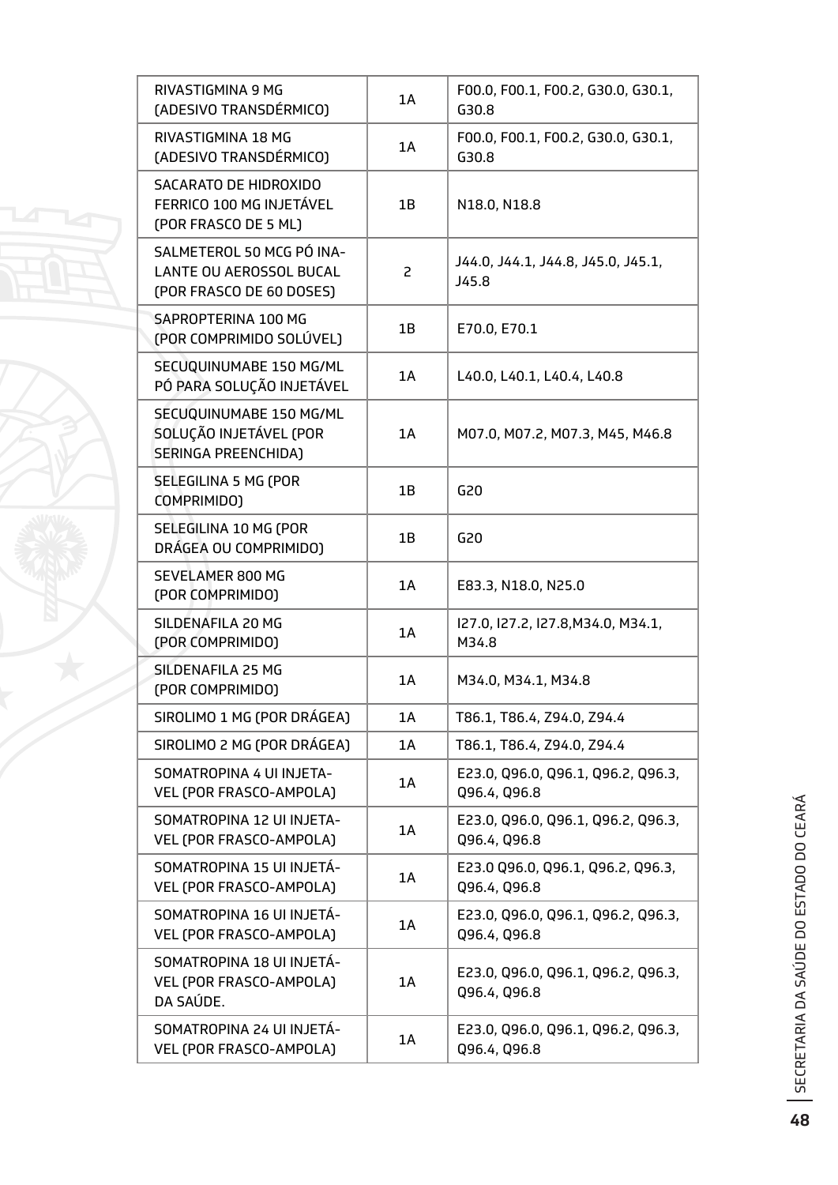| RIVASTIGMINA 9 MG (ADESIVO TRANSDÉRMICO) | 1A | F00.0, F00.1, F00.2, G30.0, G30.1, G30.8 |
|---|---|---|
| RIVASTIGMINA 18 MG (ADESIVO TRANSDÉRMICO) | 1A | F00.0, F00.1, F00.2, G30.0, G30.1, G30.8 |
| SACARATO DE HIDROXIDO FERRICO 100 MG INJETÁVEL (POR FRASCO DE 5 ML) | 1B | N18.0, N18.8 |
| SALMETEROL 50 MCG PÓ INALANTE OU AEROSSOL BUCAL (POR FRASCO DE 60 DOSES) | 2 | J44.0, J44.1, J44.8, J45.0, J45.1, J45.8 |
| SAPROPTERINA 100 MG (POR COMPRIMIDO SOLÚVEL) | 1B | E70.0, E70.1 |
| SECUQUINUMABE 150 MG/ML PÓ PARA SOLUÇÃO INJETÁVEL | 1A | L40.0, L40.1, L40.4, L40.8 |
| SECUQUINUMABE 150 MG/ML SOLUÇÃO INJETÁVEL (POR SERINGA PREENCHIDA) | 1A | M07.0, M07.2, M07.3, M45, M46.8 |
| SELEGILINA 5 MG (POR COMPRIMIDO) | 1B | G20 |
| SELEGILINA 10 MG (POR DRÁGEA OU COMPRIMIDO) | 1B | G20 |
| SEVELAMER 800 MG (POR COMPRIMIDO) | 1A | E83.3, N18.0, N25.0 |
| SILDENAFILA 20 MG (POR COMPRIMIDO) | 1A | I27.0, I27.2, I27.8,M34.0, M34.1, M34.8 |
| SILDENAFILA 25 MG (POR COMPRIMIDO) | 1A | M34.0, M34.1, M34.8 |
| SIROLIMO 1 MG (POR DRÁGEA) | 1A | T86.1, T86.4, Z94.0, Z94.4 |
| SIROLIMO 2 MG (POR DRÁGEA) | 1A | T86.1, T86.4, Z94.0, Z94.4 |
| SOMATROPINA 4 UI INJETAVEL (POR FRASCO-AMPOLA) | 1A | E23.0, Q96.0, Q96.1, Q96.2, Q96.3, Q96.4, Q96.8 |
| SOMATROPINA 12 UI INJETAVEL (POR FRASCO-AMPOLA) | 1A | E23.0, Q96.0, Q96.1, Q96.2, Q96.3, Q96.4, Q96.8 |
| SOMATROPINA 15 UI INJETÁVEL (POR FRASCO-AMPOLA) | 1A | E23.0 Q96.0, Q96.1, Q96.2, Q96.3, Q96.4, Q96.8 |
| SOMATROPINA 16 UI INJETÁVEL (POR FRASCO-AMPOLA) | 1A | E23.0, Q96.0, Q96.1, Q96.2, Q96.3, Q96.4, Q96.8 |
| SOMATROPINA 18 UI INJETÁVEL (POR FRASCO-AMPOLA) DA SAÚDE. | 1A | E23.0, Q96.0, Q96.1, Q96.2, Q96.3, Q96.4, Q96.8 |
| SOMATROPINA 24 UI INJETÁVEL (POR FRASCO-AMPOLA) | 1A | E23.0, Q96.0, Q96.1, Q96.2, Q96.3, Q96.4, Q96.8 |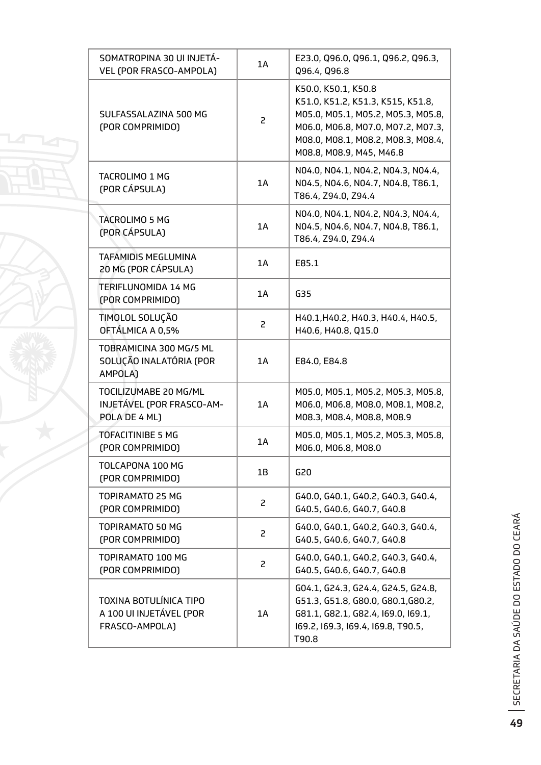| SOMATROPINA 30 UI INJETÁVEL (POR FRASCO-AMPOLA) | 1A | E23.0, Q96.0, Q96.1, Q96.2, Q96.3, Q96.4, Q96.8 |
|---|---|---|
| SULFASSALAZINA 500 MG (POR COMPRIMIDO) | 2 | K50.0, K50.1, K50.8 K51.0, K51.2, K51.3, K515, K51.8, M05.0, M05.1, M05.2, M05.3, M05.8, M06.0, M06.8, M07.0, M07.2, M07.3, M08.0, M08.1, M08.2, M08.3, M08.4, M08.8, M08.9, M45, M46.8 |
| TACROLIMO 1 MG (POR CÁPSULA) | 1A | N04.0, N04.1, N04.2, N04.3, N04.4, N04.5, N04.6, N04.7, N04.8, T86.1, T86.4, Z94.0, Z94.4 |
| TACROLIMO 5 MG (POR CÁPSULA) | 1A | N04.0, N04.1, N04.2, N04.3, N04.4, N04.5, N04.6, N04.7, N04.8, T86.1, T86.4, Z94.0, Z94.4 |
| TAFAMIDIS MEGLUMINA 20 MG (POR CÁPSULA) | 1A | E85.1 |
| TERIFLUNOMIDA 14 MG (POR COMPRIMIDO) | 1A | G35 |
| TIMOLOL SOLUÇÃO OFTÁLMICA A 0,5% | 2 | H40.1,H40.2, H40.3, H40.4, H40.5, H40.6, H40.8, Q15.0 |
| TOBRAMICINA 300 MG/5 ML SOLUÇÃO INALATÓRIA (POR AMPOLA) | 1A | E84.0, E84.8 |
| TOCILIZUMABE 20 MG/ML INJETÁVEL (POR FRASCO-AMPOLA DE 4 ML) | 1A | M05.0, M05.1, M05.2, M05.3, M05.8, M06.0, M06.8, M08.0, M08.1, M08.2, M08.3, M08.4, M08.8, M08.9 |
| TOFACITINIBE 5 MG (POR COMPRIMIDO) | 1A | M05.0, M05.1, M05.2, M05.3, M05.8, M06.0, M06.8, M08.0 |
| TOLCAPONA 100 MG (POR COMPRIMIDO) | 1B | G20 |
| TOPIRAMATO 25 MG (POR COMPRIMIDO) | 2 | G40.0, G40.1, G40.2, G40.3, G40.4, G40.5, G40.6, G40.7, G40.8 |
| TOPIRAMATO 50 MG (POR COMPRIMIDO) | 2 | G40.0, G40.1, G40.2, G40.3, G40.4, G40.5, G40.6, G40.7, G40.8 |
| TOPIRAMATO 100 MG (POR COMPRIMIDO) | 2 | G40.0, G40.1, G40.2, G40.3, G40.4, G40.5, G40.6, G40.7, G40.8 |
| TOXINA BOTULÍNICA TIPO A 100 UI INJETÁVEL (POR FRASCO-AMPOLA) | 1A | G04.1, G24.3, G24.4, G24.5, G24.8, G51.3, G51.8, G80.0, G80.1,G80.2, G81.1, G82.1, G82.4, I69.0, I69.1, I69.2, I69.3, I69.4, I69.8, T90.5, T90.8 |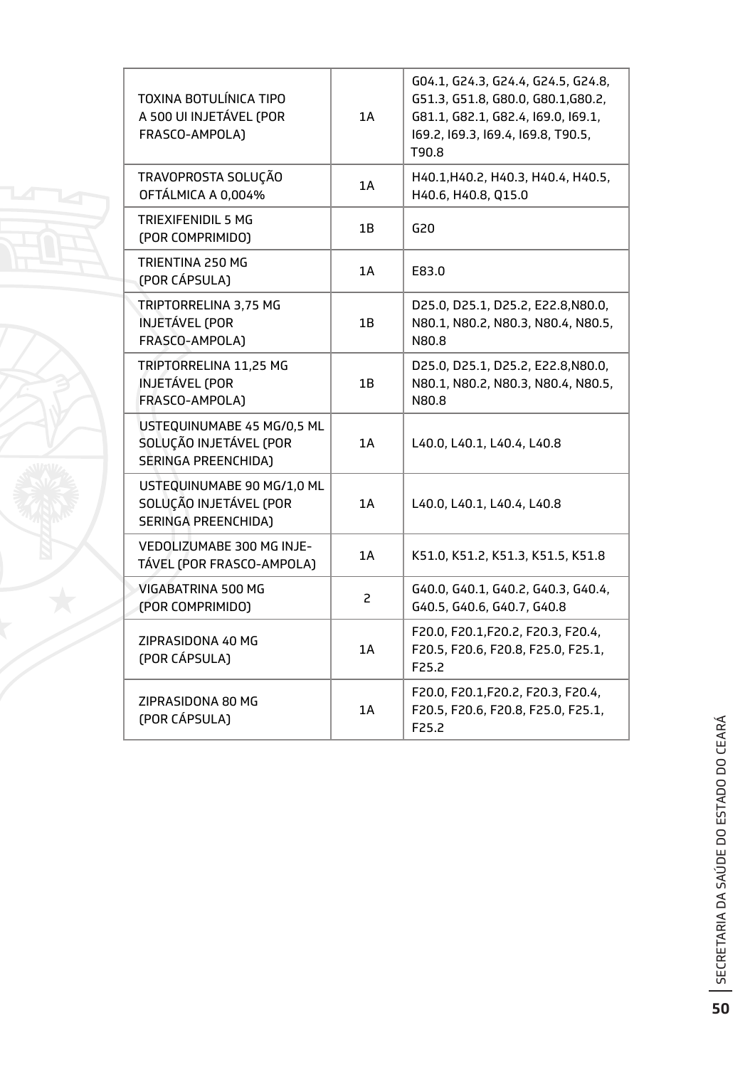| | | |
|---|---|---|
| TOXINA BOTULÍNICA TIPO A 500 UI INJETÁVEL (POR FRASCO-AMPOLA) | 1A | G04.1, G24.3, G24.4, G24.5, G24.8, G51.3, G51.8, G80.0, G80.1,G80.2, G81.1, G82.1, G82.4, I69.0, I69.1, I69.2, I69.3, I69.4, I69.8, T90.5, T90.8 |
| TRAVOPROSTA SOLUÇÃO OFTÁLMICA A 0,004% | 1A | H40.1,H40.2, H40.3, H40.4, H40.5, H40.6, H40.8, Q15.0 |
| TRIEXIFENIDIL 5 MG (POR COMPRIMIDO) | 1B | G20 |
| TRIENTINA 250 MG (POR CÁPSULA) | 1A | E83.0 |
| TRIPTORRELINA 3,75 MG INJETÁVEL (POR FRASCO-AMPOLA) | 1B | D25.0, D25.1, D25.2, E22.8,N80.0, N80.1, N80.2, N80.3, N80.4, N80.5, N80.8 |
| TRIPTORRELINA 11,25 MG INJETÁVEL (POR FRASCO-AMPOLA) | 1B | D25.0, D25.1, D25.2, E22.8,N80.0, N80.1, N80.2, N80.3, N80.4, N80.5, N80.8 |
| USTEQUINUMABE 45 MG/0,5 ML SOLUÇÃO INJETÁVEL (POR SERINGA PREENCHIDA) | 1A | L40.0, L40.1, L40.4, L40.8 |
| USTEQUINUMABE 90 MG/1,0 ML SOLUÇÃO INJETÁVEL (POR SERINGA PREENCHIDA) | 1A | L40.0, L40.1, L40.4, L40.8 |
| VEDOLIZUMABE 300 MG INJETÁVEL (POR FRASCO-AMPOLA) | 1A | K51.0, K51.2, K51.3, K51.5, K51.8 |
| VIGABATRINA 500 MG (POR COMPRIMIDO) | 2 | G40.0, G40.1, G40.2, G40.3, G40.4, G40.5, G40.6, G40.7, G40.8 |
| ZIPRASIDONA 40 MG (POR CÁPSULA) | 1A | F20.0, F20.1,F20.2, F20.3, F20.4, F20.5, F20.6, F20.8, F25.0, F25.1, F25.2 |
| ZIPRASIDONA 80 MG (POR CÁPSULA) | 1A | F20.0, F20.1,F20.2, F20.3, F20.4, F20.5, F20.6, F20.8, F25.0, F25.1, F25.2 |